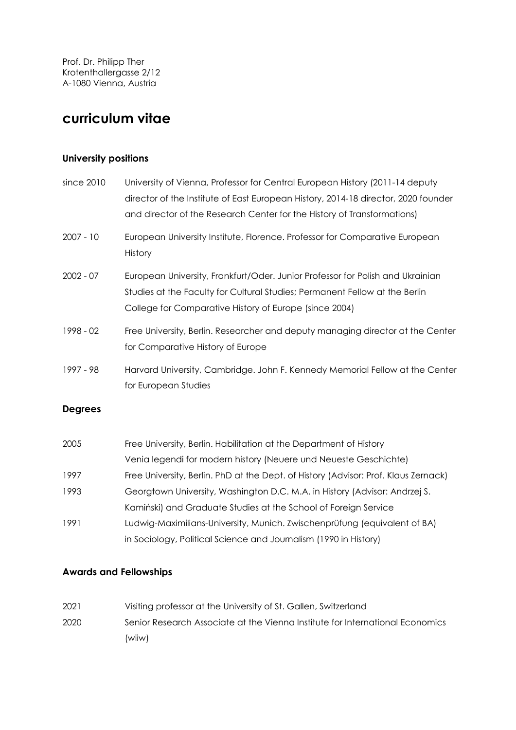Prof. Dr. Philipp Ther
Krotenthallergasse 2/12
A-1080 Vienna, Austria

# curriculum vitae

### University positions

| | |
|---|---|
| since 2010 | University of Vienna, Professor for Central European History (2011-14 deputy director of the Institute of East European History, 2014-18 director, 2020 founder and director of the Research Center for the History of Transformations) |
| 2007 - 10 | European University Institute, Florence. Professor for Comparative European History |
| 2002 - 07 | European University, Frankfurt/Oder. Junior Professor for Polish and Ukrainian Studies at the Faculty for Cultural Studies; Permanent Fellow at the Berlin College for Comparative History of Europe (since 2004) |
| 1998 - 02 | Free University, Berlin. Researcher and deputy managing director at the Center for Comparative History of Europe |
| 1997 - 98 | Harvard University, Cambridge. John F. Kennedy Memorial Fellow at the Center for European Studies |

### Degrees

| | |
|---|---|
| 2005 | Free University, Berlin. Habilitation at the Department of History<br>Venia legendi for modern history (Neuere und Neueste Geschichte) |
| 1997 | Free University, Berlin. PhD at the Dept. of History (Advisor: Prof. Klaus Zernack) |
| 1993 | Georgtown University, Washington D.C. M.A. in History (Advisor: Andrzej S. Kamiński) and Graduate Studies at the School of Foreign Service |
| 1991 | Ludwig-Maximilians-University, Munich. Zwischenprüfung (equivalent of BA) in Sociology, Political Science and Journalism (1990 in History) |

### Awards and Fellowships

| | |
|---|---|
| 2021 | Visiting professor at the University of St. Gallen, Switzerland |
| 2020 | Senior Research Associate at the Vienna Institute for International Economics (wiiw) |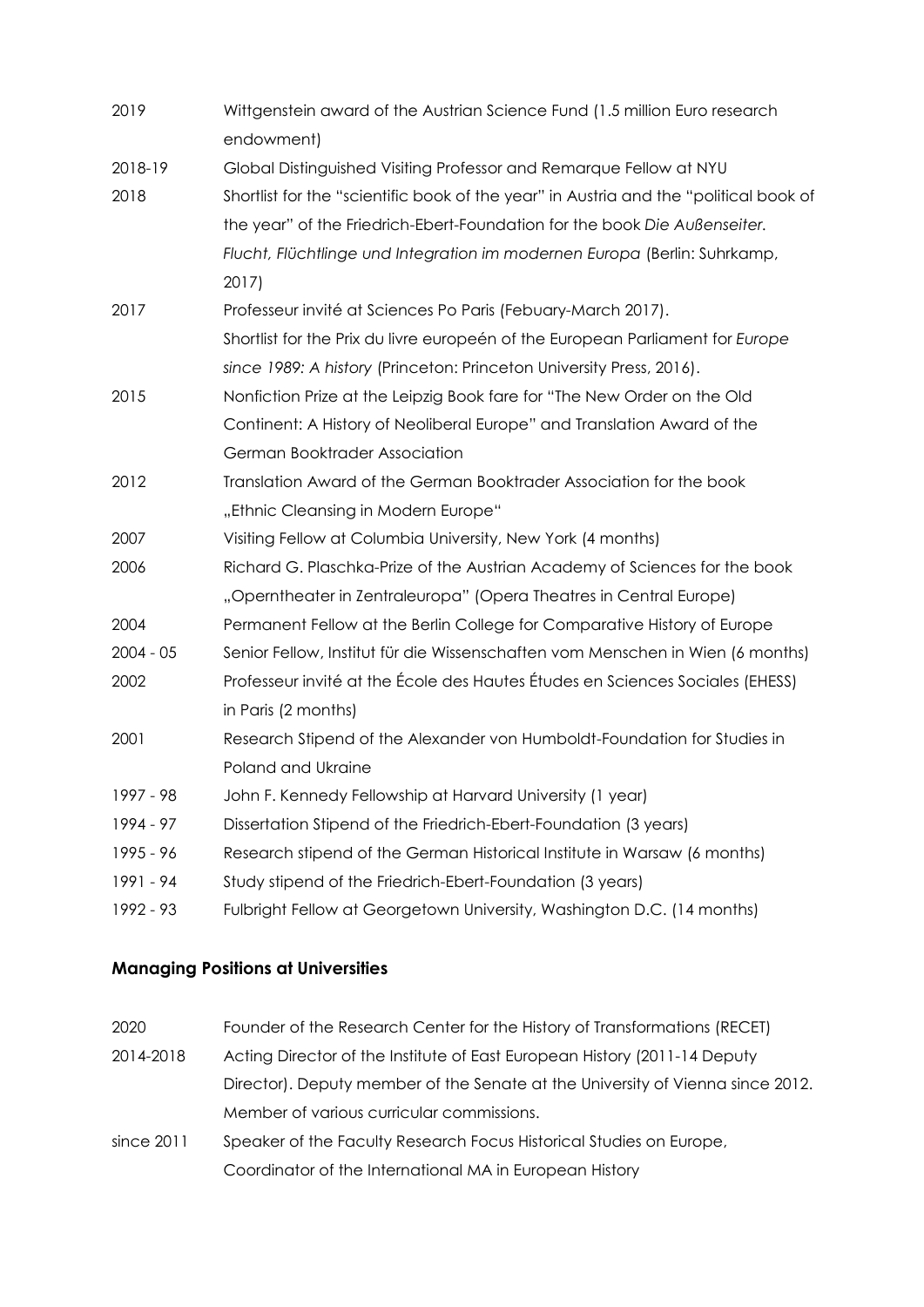2019 Wittgenstein award of the Austrian Science Fund (1.5 million Euro research endowment)

2018-19 Global Distinguished Visiting Professor and Remarque Fellow at NYU

2018 Shortlist for the "scientific book of the year" in Austria and the "political book of the year" of the Friedrich-Ebert-Foundation for the book *Die Außenseiter. Flucht, Flüchtlinge und Integration im modernen Europa* (Berlin: Suhrkamp, 2017)

2017 Professeur invité at Sciences Po Paris (Febuary-March 2017).
Shortlist for the Prix du livre europeén of the European Parliament for *Europe since 1989: A history* (Princeton: Princeton University Press, 2016).

2015 Nonfiction Prize at the Leipzig Book fare for "The New Order on the Old Continent: A History of Neoliberal Europe" and Translation Award of the German Booktrader Association

2012 Translation Award of the German Booktrader Association for the book „Ethnic Cleansing in Modern Europe"

2007 Visiting Fellow at Columbia University, New York (4 months)

2006 Richard G. Plaschka-Prize of the Austrian Academy of Sciences for the book „Operntheater in Zentraleuropa" (Opera Theatres in Central Europe)

2004 Permanent Fellow at the Berlin College for Comparative History of Europe

2004 - 05 Senior Fellow, Institut für die Wissenschaften vom Menschen in Wien (6 months)

2002 Professeur invité at the École des Hautes Études en Sciences Sociales (EHESS) in Paris (2 months)

2001 Research Stipend of the Alexander von Humboldt-Foundation for Studies in Poland and Ukraine

1997 - 98 John F. Kennedy Fellowship at Harvard University (1 year)

1994 - 97 Dissertation Stipend of the Friedrich-Ebert-Foundation (3 years)

1995 - 96 Research stipend of the German Historical Institute in Warsaw (6 months)

1991 - 94 Study stipend of the Friedrich-Ebert-Foundation (3 years)

1992 - 93 Fulbright Fellow at Georgetown University, Washington D.C. (14 months)

**Managing Positions at Universities**

2020 Founder of the Research Center for the History of Transformations (RECET)

2014-2018 Acting Director of the Institute of East European History (2011-14 Deputy Director). Deputy member of the Senate at the University of Vienna since 2012. Member of various curricular commissions.

since 2011 Speaker of the Faculty Research Focus Historical Studies on Europe, Coordinator of the International MA in European History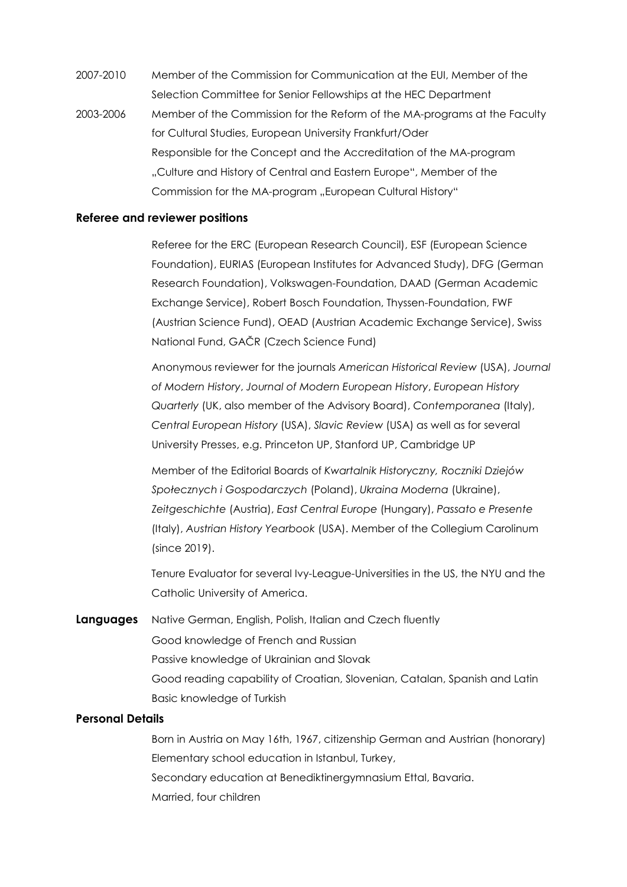2007-2010 Member of the Commission for Communication at the EUI, Member of the Selection Committee for Senior Fellowships at the HEC Department

2003-2006 Member of the Commission for the Reform of the MA-programs at the Faculty for Cultural Studies, European University Frankfurt/Oder
Responsible for the Concept and the Accreditation of the MA-program „Culture and History of Central and Eastern Europe", Member of the Commission for the MA-program „European Cultural History"

**Referee and reviewer positions**

Referee for the ERC (European Research Council), ESF (European Science Foundation), EURIAS (European Institutes for Advanced Study), DFG (German Research Foundation), Volkswagen-Foundation, DAAD (German Academic Exchange Service), Robert Bosch Foundation, Thyssen-Foundation, FWF (Austrian Science Fund), OEAD (Austrian Academic Exchange Service), Swiss National Fund, GAČR (Czech Science Fund)

Anonymous reviewer for the journals *American Historical Review* (USA), *Journal of Modern History*, *Journal of Modern European History*, *European History Quarterly* (UK, also member of the Advisory Board), *Contemporanea* (Italy), *Central European History* (USA), *Slavic Review* (USA) as well as for several University Presses, e.g. Princeton UP, Stanford UP, Cambridge UP

Member of the Editorial Boards of *Kwartalnik Historyczny, Roczniki Dziejów Społecznych i Gospodarczych* (Poland), *Ukraina Moderna* (Ukraine), *Zeitgeschichte* (Austria), *East Central Europe* (Hungary), *Passato e Presente* (Italy), *Austrian History Yearbook* (USA). Member of the Collegium Carolinum (since 2019).

Tenure Evaluator for several Ivy-League-Universities in the US, the NYU and the Catholic University of America.

**Languages** Native German, English, Polish, Italian and Czech fluently
Good knowledge of French and Russian
Passive knowledge of Ukrainian and Slovak
Good reading capability of Croatian, Slovenian, Catalan, Spanish and Latin
Basic knowledge of Turkish

**Personal Details**

Born in Austria on May 16th, 1967, citizenship German and Austrian (honorary)
Elementary school education in Istanbul, Turkey,
Secondary education at Benediktinergymnasium Ettal, Bavaria.
Married, four children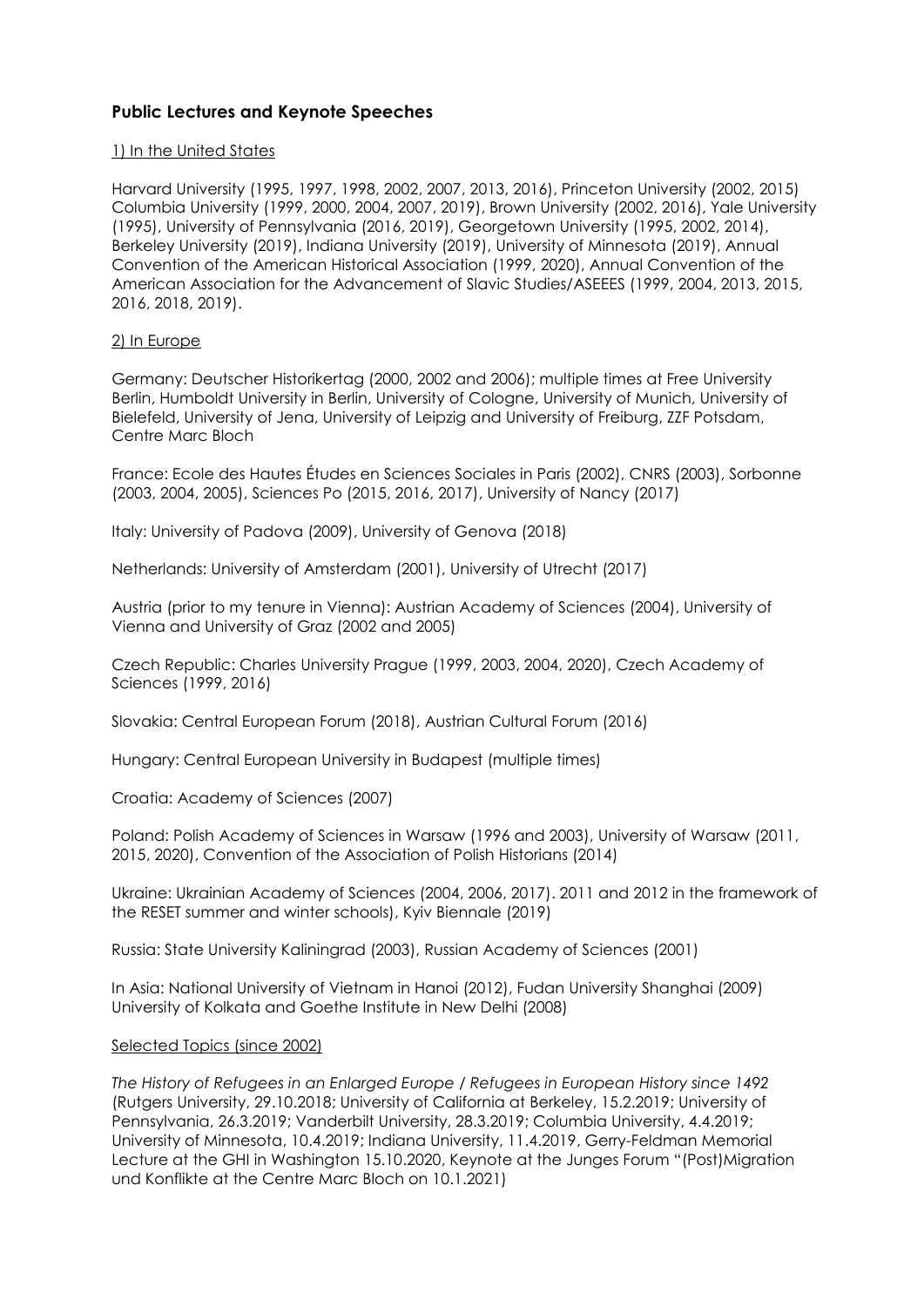## Public Lectures and Keynote Speeches

1) In the United States

Harvard University (1995, 1997, 1998, 2002, 2007, 2013, 2016), Princeton University (2002, 2015) Columbia University (1999, 2000, 2004, 2007, 2019), Brown University (2002, 2016), Yale University (1995), University of Pennsylvania (2016, 2019), Georgetown University (1995, 2002, 2014), Berkeley University (2019), Indiana University (2019), University of Minnesota (2019), Annual Convention of the American Historical Association (1999, 2020), Annual Convention of the American Association for the Advancement of Slavic Studies/ASEEES (1999, 2004, 2013, 2015, 2016, 2018, 2019).

2) In Europe

Germany: Deutscher Historikertag (2000, 2002 and 2006); multiple times at Free University Berlin, Humboldt University in Berlin, University of Cologne, University of Munich, University of Bielefeld, University of Jena, University of Leipzig and University of Freiburg, ZZF Potsdam, Centre Marc Bloch

France: Ecole des Hautes Études en Sciences Sociales in Paris (2002), CNRS (2003), Sorbonne (2003, 2004, 2005), Sciences Po (2015, 2016, 2017), University of Nancy (2017)

Italy: University of Padova (2009), University of Genova (2018)

Netherlands: University of Amsterdam (2001), University of Utrecht (2017)

Austria (prior to my tenure in Vienna): Austrian Academy of Sciences (2004), University of Vienna and University of Graz (2002 and 2005)

Czech Republic: Charles University Prague (1999, 2003, 2004, 2020), Czech Academy of Sciences (1999, 2016)

Slovakia: Central European Forum (2018), Austrian Cultural Forum (2016)

Hungary: Central European University in Budapest (multiple times)

Croatia: Academy of Sciences (2007)

Poland: Polish Academy of Sciences in Warsaw (1996 and 2003), University of Warsaw (2011, 2015, 2020), Convention of the Association of Polish Historians (2014)

Ukraine: Ukrainian Academy of Sciences (2004, 2006, 2017). 2011 and 2012 in the framework of the RESET summer and winter schools), Kyiv Biennale (2019)

Russia: State University Kaliningrad (2003), Russian Academy of Sciences (2001)

In Asia: National University of Vietnam in Hanoi (2012), Fudan University Shanghai (2009) University of Kolkata and Goethe Institute in New Delhi (2008)

Selected Topics (since 2002)

*The History of Refugees in an Enlarged Europe / Refugees in European History since 1492* (Rutgers University, 29.10.2018; University of California at Berkeley, 15.2.2019; University of Pennsylvania, 26.3.2019; Vanderbilt University, 28.3.2019; Columbia University, 4.4.2019; University of Minnesota, 10.4.2019; Indiana University, 11.4.2019, Gerry-Feldman Memorial Lecture at the GHI in Washington 15.10.2020, Keynote at the Junges Forum "(Post)Migration und Konflikte at the Centre Marc Bloch on 10.1.2021)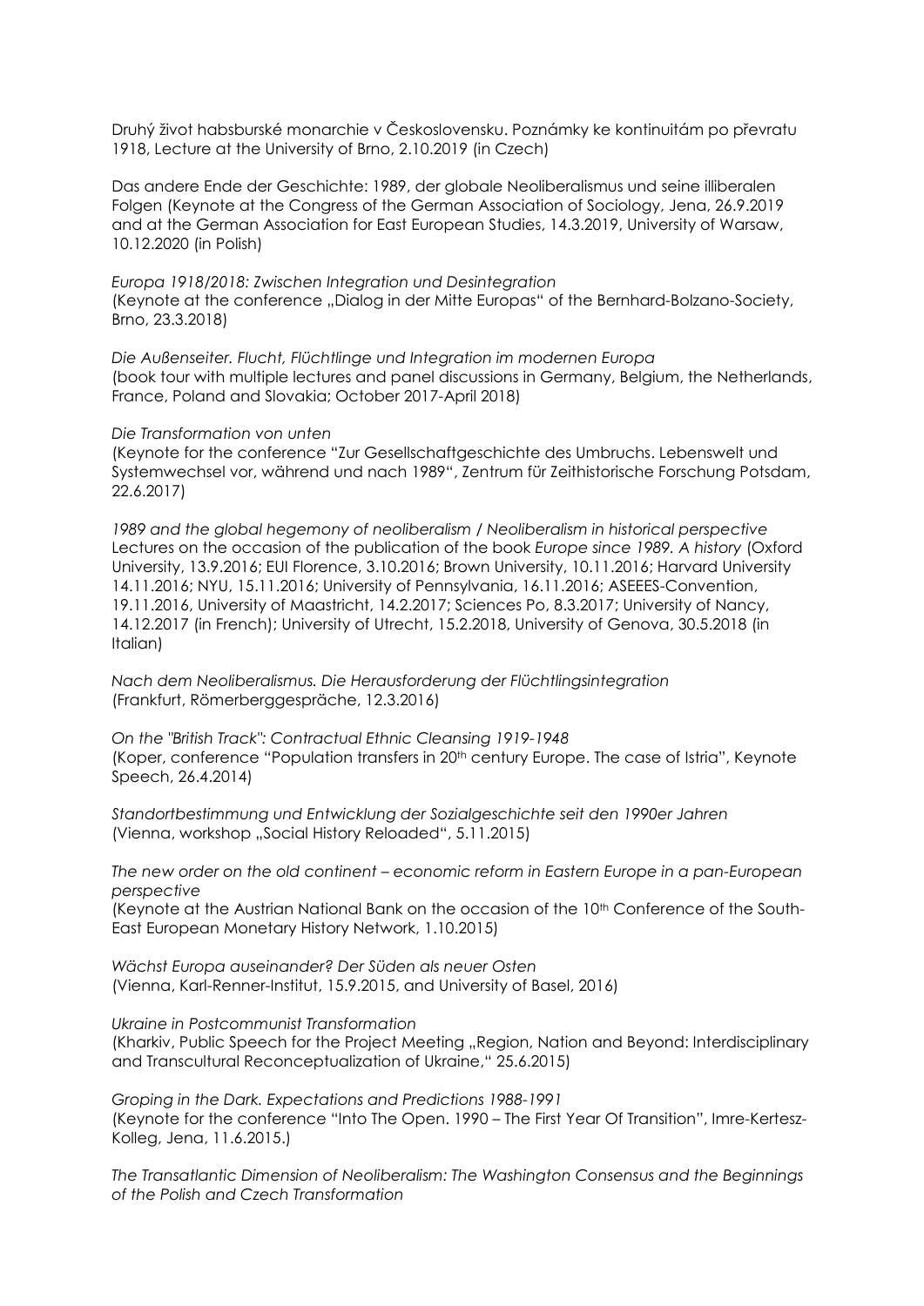Druhý život habsburské monarchie v Československu. Poznámky ke kontinuitám po převratu 1918, Lecture at the University of Brno, 2.10.2019 (in Czech)

Das andere Ende der Geschichte: 1989, der globale Neoliberalismus und seine illiberalen Folgen (Keynote at the Congress of the German Association of Sociology, Jena, 26.9.2019 and at the German Association for East European Studies, 14.3.2019, University of Warsaw, 10.12.2020 (in Polish)

*Europa 1918/2018: Zwischen Integration und Desintegration*
(Keynote at the conference „Dialog in der Mitte Europas" of the Bernhard-Bolzano-Society, Brno, 23.3.2018)

*Die Außenseiter. Flucht, Flüchtlinge und Integration im modernen Europa*
(book tour with multiple lectures and panel discussions in Germany, Belgium, the Netherlands, France, Poland and Slovakia; October 2017-April 2018)

*Die Transformation von unten*
(Keynote for the conference "Zur Gesellschaftgeschichte des Umbruchs. Lebenswelt und Systemwechsel vor, während und nach 1989", Zentrum für Zeithistorische Forschung Potsdam, 22.6.2017)

*1989 and the global hegemony of neoliberalism / Neoliberalism in historical perspective*
Lectures on the occasion of the publication of the book *Europe since 1989. A history* (Oxford University, 13.9.2016; EUI Florence, 3.10.2016; Brown University, 10.11.2016; Harvard University 14.11.2016; NYU, 15.11.2016; University of Pennsylvania, 16.11.2016; ASEEES-Convention, 19.11.2016, University of Maastricht, 14.2.2017; Sciences Po, 8.3.2017; University of Nancy, 14.12.2017 (in French); University of Utrecht, 15.2.2018, University of Genova, 30.5.2018 (in Italian)

*Nach dem Neoliberalismus. Die Herausforderung der Flüchtlingsintegration*
(Frankfurt, Römerberggespräche, 12.3.2016)

*On the "British Track": Contractual Ethnic Cleansing 1919-1948*
(Koper, conference "Population transfers in 20th century Europe. The case of Istria", Keynote Speech, 26.4.2014)

*Standortbestimmung und Entwicklung der Sozialgeschichte seit den 1990er Jahren*
(Vienna, workshop „Social History Reloaded", 5.11.2015)

*The new order on the old continent – economic reform in Eastern Europe in a pan-European perspective*
(Keynote at the Austrian National Bank on the occasion of the 10th Conference of the South-East European Monetary History Network, 1.10.2015)

*Wächst Europa auseinander? Der Süden als neuer Osten*
(Vienna, Karl-Renner-Institut, 15.9.2015, and University of Basel, 2016)

*Ukraine in Postcommunist Transformation*
(Kharkiv, Public Speech for the Project Meeting „Region, Nation and Beyond: Interdisciplinary and Transcultural Reconceptualization of Ukraine," 25.6.2015)

*Groping in the Dark. Expectations and Predictions 1988-1991*
(Keynote for the conference "Into The Open. 1990 – The First Year Of Transition", Imre-Kertesz-Kolleg, Jena, 11.6.2015.)

*The Transatlantic Dimension of Neoliberalism: The Washington Consensus and the Beginnings of the Polish and Czech Transformation*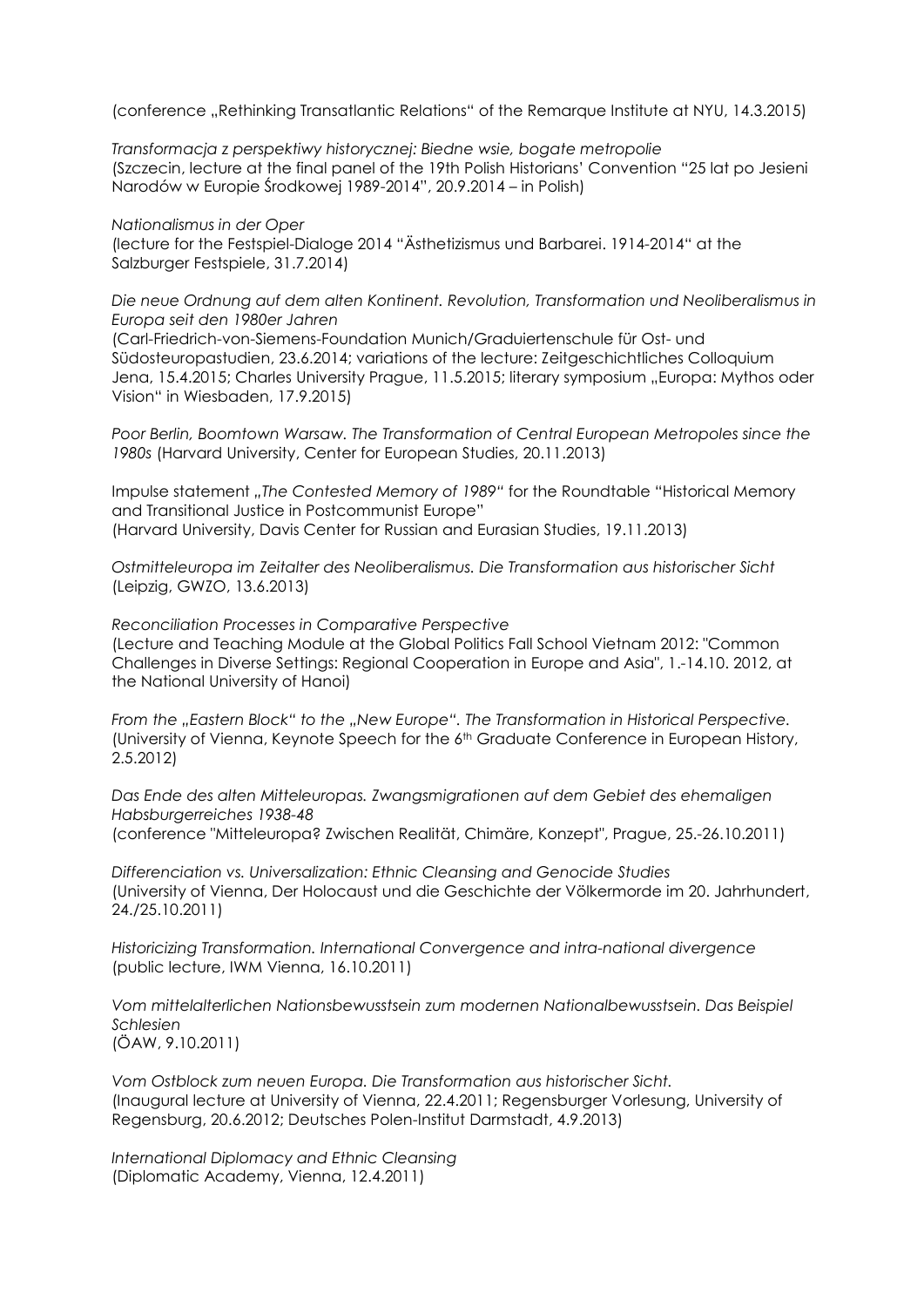(conference „Rethinking Transatlantic Relations“ of the Remarque Institute at NYU, 14.3.2015)

*Transformacja z perspektiwy historycznej: Biedne wsie, bogate metropolie*
(Szczecin, lecture at the final panel of the 19th Polish Historians' Convention "25 lat po Jesieni Narodów w Europie Środkowej 1989-2014", 20.9.2014 – in Polish)

*Nationalismus in der Oper*
(lecture for the Festspiel-Dialoge 2014 "Ästhetizismus und Barbarei. 1914-2014" at the Salzburger Festspiele, 31.7.2014)

*Die neue Ordnung auf dem alten Kontinent. Revolution, Transformation und Neoliberalismus in Europa seit den 1980er Jahren*
(Carl-Friedrich-von-Siemens-Foundation Munich/Graduiertenschule für Ost- und Südosteuropastudien, 23.6.2014; variations of the lecture: Zeitgeschichtliches Colloquium Jena, 15.4.2015; Charles University Prague, 11.5.2015; literary symposium „Europa: Mythos oder Vision“ in Wiesbaden, 17.9.2015)

*Poor Berlin, Boomtown Warsaw. The Transformation of Central European Metropoles since the 1980s* (Harvard University, Center for European Studies, 20.11.2013)

Impulse statement „*The Contested Memory of 1989*“ for the Roundtable "Historical Memory and Transitional Justice in Postcommunist Europe"
(Harvard University, Davis Center for Russian and Eurasian Studies, 19.11.2013)

*Ostmitteleuropa im Zeitalter des Neoliberalismus. Die Transformation aus historischer Sicht*
(Leipzig, GWZO, 13.6.2013)

*Reconciliation Processes in Comparative Perspective*
(Lecture and Teaching Module at the Global Politics Fall School Vietnam 2012: "Common Challenges in Diverse Settings: Regional Cooperation in Europe and Asia", 1.-14.10. 2012, at the National University of Hanoi)

*From the „Eastern Block“ to the „New Europe“. The Transformation in Historical Perspective.*
(University of Vienna, Keynote Speech for the 6th Graduate Conference in European History, 2.5.2012)

*Das Ende des alten Mitteleuropas. Zwangsmigrationen auf dem Gebiet des ehemaligen Habsburgerreiches 1938-48*
(conference "Mitteleuropa? Zwischen Realität, Chimäre, Konzept", Prague, 25.-26.10.2011)

*Differenciation vs. Universalization: Ethnic Cleansing and Genocide Studies*
(University of Vienna, Der Holocaust und die Geschichte der Völkermorde im 20. Jahrhundert, 24./25.10.2011)

*Historicizing Transformation. International Convergence and intra-national divergence*
(public lecture, IWM Vienna, 16.10.2011)

*Vom mittelalterlichen Nationsbewusstsein zum modernen Nationalbewusstsein. Das Beispiel Schlesien*
(ÖAW, 9.10.2011)

*Vom Ostblock zum neuen Europa. Die Transformation aus historischer Sicht.*
(Inaugural lecture at University of Vienna, 22.4.2011; Regensburger Vorlesung, University of Regensburg, 20.6.2012; Deutsches Polen-Institut Darmstadt, 4.9.2013)

*International Diplomacy and Ethnic Cleansing*
(Diplomatic Academy, Vienna, 12.4.2011)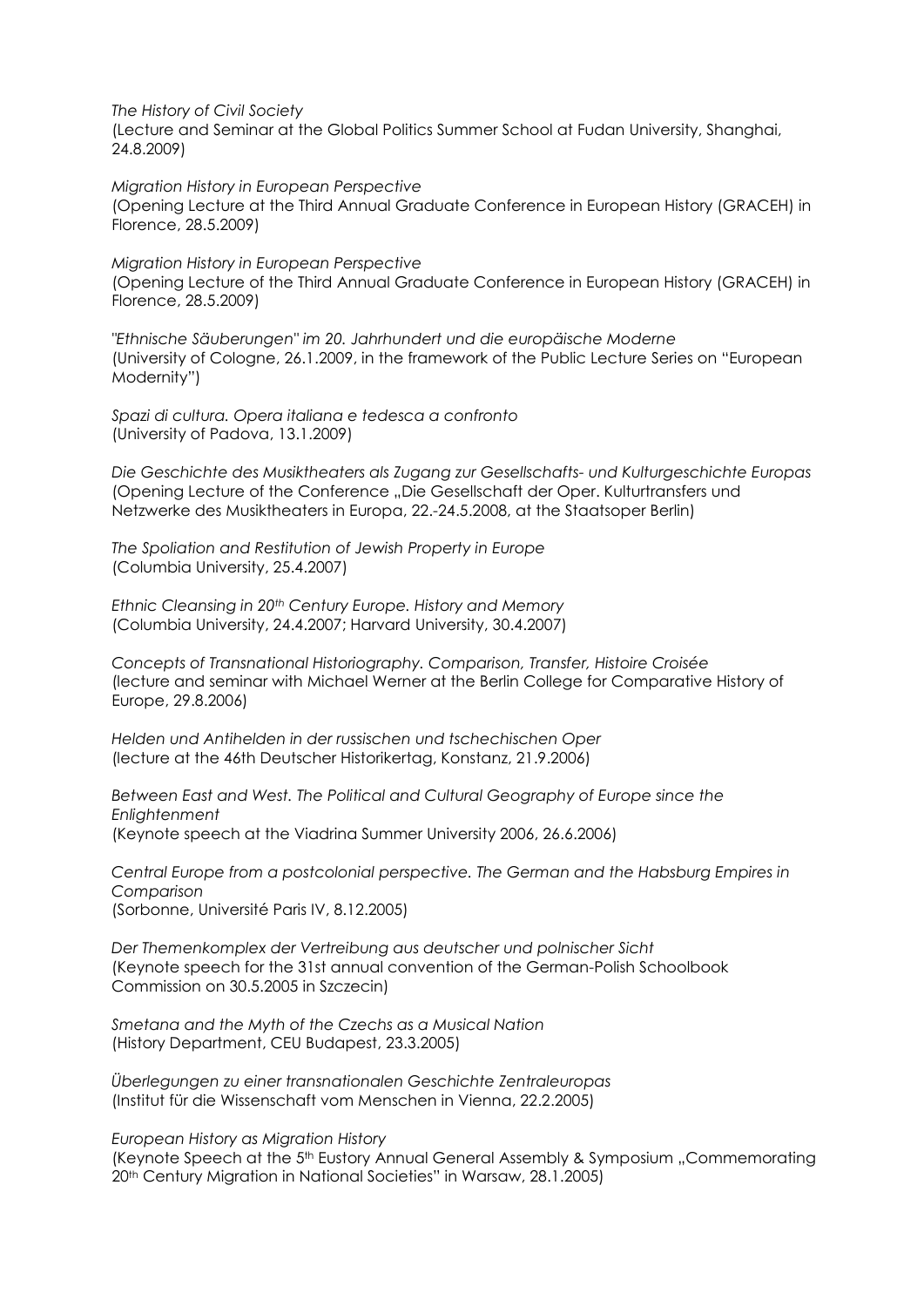*The History of Civil Society*
(Lecture and Seminar at the Global Politics Summer School at Fudan University, Shanghai, 24.8.2009)

*Migration History in European Perspective*
(Opening Lecture at the Third Annual Graduate Conference in European History (GRACEH) in Florence, 28.5.2009)

*Migration History in European Perspective*
(Opening Lecture of the Third Annual Graduate Conference in European History (GRACEH) in Florence, 28.5.2009)

*"Ethnische Säuberungen" im 20. Jahrhundert und die europäische Moderne*
(University of Cologne, 26.1.2009, in the framework of the Public Lecture Series on "European Modernity")

*Spazi di cultura. Opera italiana e tedesca a confronto*
(University of Padova, 13.1.2009)

*Die Geschichte des Musiktheaters als Zugang zur Gesellschafts- und Kulturgeschichte Europas*
(Opening Lecture of the Conference „Die Gesellschaft der Oper. Kulturtransfers und Netzwerke des Musiktheaters in Europa, 22.-24.5.2008, at the Staatsoper Berlin)

*The Spoliation and Restitution of Jewish Property in Europe*
(Columbia University, 25.4.2007)

*Ethnic Cleansing in 20th Century Europe. History and Memory*
(Columbia University, 24.4.2007; Harvard University, 30.4.2007)

*Concepts of Transnational Historiography. Comparison, Transfer, Histoire Croisée*
(lecture and seminar with Michael Werner at the Berlin College for Comparative History of Europe, 29.8.2006)

*Helden und Antihelden in der russischen und tschechischen Oper*
(lecture at the 46th Deutscher Historikertag, Konstanz, 21.9.2006)

*Between East and West. The Political and Cultural Geography of Europe since the Enlightenment*
(Keynote speech at the Viadrina Summer University 2006, 26.6.2006)

*Central Europe from a postcolonial perspective. The German and the Habsburg Empires in Comparison*
(Sorbonne, Université Paris IV, 8.12.2005)

*Der Themenkomplex der Vertreibung aus deutscher und polnischer Sicht*
(Keynote speech for the 31st annual convention of the German-Polish Schoolbook Commission on 30.5.2005 in Szczecin)

*Smetana and the Myth of the Czechs as a Musical Nation*
(History Department, CEU Budapest, 23.3.2005)

*Überlegungen zu einer transnationalen Geschichte Zentraleuropas*
(Institut für die Wissenschaft vom Menschen in Vienna, 22.2.2005)

*European History as Migration History*
(Keynote Speech at the 5th Eustory Annual General Assembly & Symposium „Commemorating 20th Century Migration in National Societies" in Warsaw, 28.1.2005)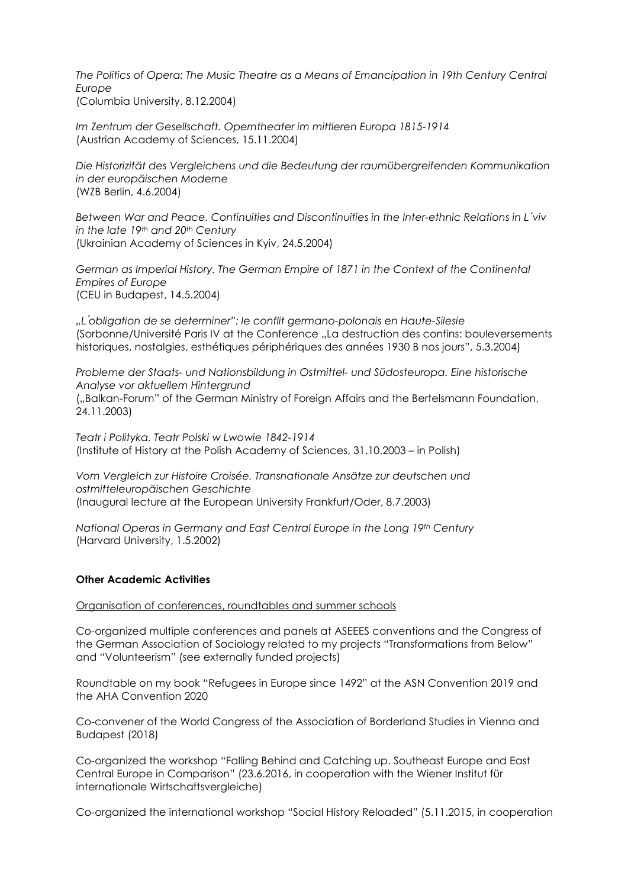*The Politics of Opera: The Music Theatre as a Means of Emancipation in 19th Century Central Europe*
(Columbia University, 8.12.2004)

*Im Zentrum der Gesellschaft. Operntheater im mittleren Europa 1815-1914*
(Austrian Academy of Sciences, 15.11.2004)

*Die Historizität des Vergleichens und die Bedeutung der raumübergreifenden Kommunikation in der europäischen Moderne*
(WZB Berlin, 4.6.2004)

*Between War and Peace. Continuities and Discontinuities in the Inter-ethnic Relations in L´viv in the late 19th and 20th Century*
(Ukrainian Academy of Sciences in Kyiv, 24.5.2004)

*German as Imperial History. The German Empire of 1871 in the Context of the Continental Empires of Europe*
(CEU in Budapest, 14.5.2004)

*„L´obligation de se determiner": le conflit germano-polonais en Haute-Silesie*
(Sorbonne/Université Paris IV at the Conference „La destruction des confins: bouleversements historiques, nostalgies, esthétiques périphériques des années 1930 B nos jours", 5.3.2004)

*Probleme der Staats- und Nationsbildung in Ostmittel- und Südosteuropa. Eine historische Analyse vor aktuellem Hintergrund*
(„Balkan-Forum" of the German Ministry of Foreign Affairs and the Bertelsmann Foundation, 24.11.2003)

*Teatr i Polityka. Teatr Polski w Lwowie 1842-1914*
(Institute of History at the Polish Academy of Sciences, 31.10.2003 – in Polish)

*Vom Vergleich zur Histoire Croisée. Transnationale Ansätze zur deutschen und ostmitteleuropäischen Geschichte*
(Inaugural lecture at the European University Frankfurt/Oder, 8.7.2003)

*National Operas in Germany and East Central Europe in the Long 19th Century*
(Harvard University, 1.5.2002)

**Other Academic Activities**

Organisation of conferences, roundtables and summer schools

Co-organized multiple conferences and panels at ASEEES conventions and the Congress of the German Association of Sociology related to my projects "Transformations from Below" and "Volunteerism" (see externally funded projects)

Roundtable on my book "Refugees in Europe since 1492" at the ASN Convention 2019 and the AHA Convention 2020

Co-convener of the World Congress of the Association of Borderland Studies in Vienna and Budapest (2018)

Co-organized the workshop "Falling Behind and Catching up. Southeast Europe and East Central Europe in Comparison" (23.6.2016, in cooperation with the Wiener Institut für internationale Wirtschaftsvergleiche)

Co-organized the international workshop "Social History Reloaded" (5.11.2015, in cooperation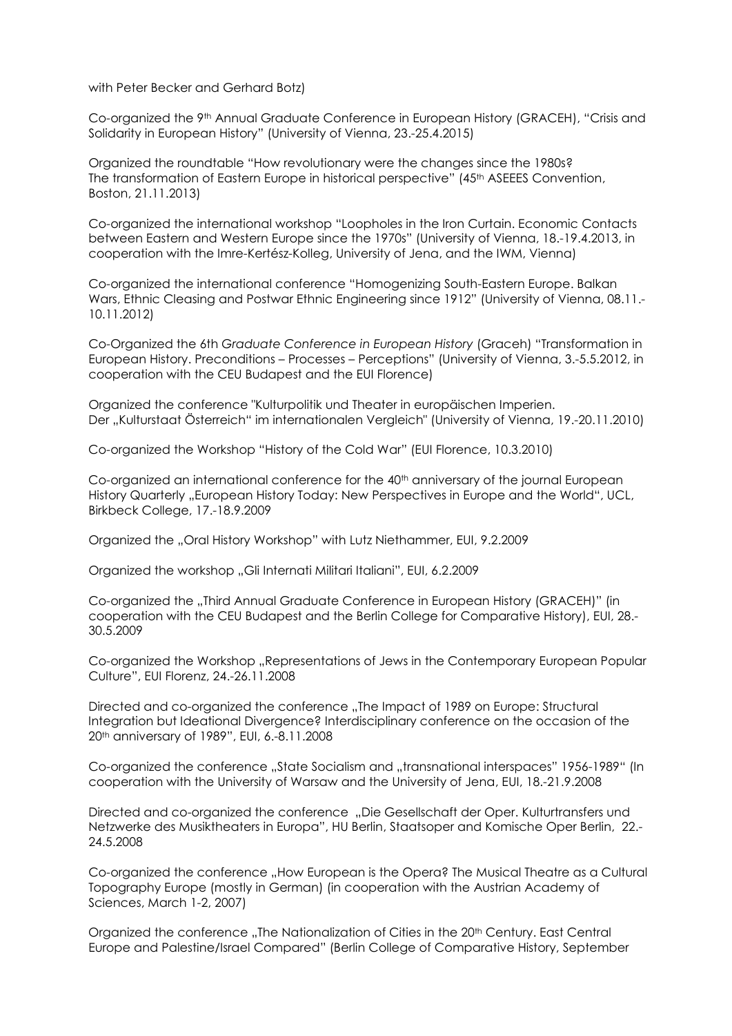with Peter Becker and Gerhard Botz)

Co-organized the 9th Annual Graduate Conference in European History (GRACEH), "Crisis and Solidarity in European History" (University of Vienna, 23.-25.4.2015)

Organized the roundtable "How revolutionary were the changes since the 1980s? The transformation of Eastern Europe in historical perspective" (45th ASEEES Convention, Boston, 21.11.2013)

Co-organized the international workshop "Loopholes in the Iron Curtain. Economic Contacts between Eastern and Western Europe since the 1970s" (University of Vienna, 18.-19.4.2013, in cooperation with the Imre-Kertész-Kolleg, University of Jena, and the IWM, Vienna)

Co-organized the international conference "Homogenizing South-Eastern Europe. Balkan Wars, Ethnic Cleasing and Postwar Ethnic Engineering since 1912" (University of Vienna, 08.11.-10.11.2012)

Co-Organized the 6th *Graduate Conference in European History* (Graceh) "Transformation in European History. Preconditions – Processes – Perceptions" (University of Vienna, 3.-5.5.2012, in cooperation with the CEU Budapest and the EUI Florence)

Organized the conference "Kulturpolitik und Theater in europäischen Imperien. Der „Kulturstaat Österreich" im internationalen Vergleich" (University of Vienna, 19.-20.11.2010)

Co-organized the Workshop "History of the Cold War" (EUI Florence, 10.3.2010)

Co-organized an international conference for the 40th anniversary of the journal European History Quarterly „European History Today: New Perspectives in Europe and the World", UCL, Birkbeck College, 17.-18.9.2009

Organized the „Oral History Workshop" with Lutz Niethammer, EUI, 9.2.2009

Organized the workshop „Gli Internati Militari Italiani", EUI, 6.2.2009

Co-organized the „Third Annual Graduate Conference in European History (GRACEH)" (in cooperation with the CEU Budapest and the Berlin College for Comparative History), EUI, 28.-30.5.2009

Co-organized the Workshop „Representations of Jews in the Contemporary European Popular Culture", EUI Florenz, 24.-26.11.2008

Directed and co-organized the conference „The Impact of 1989 on Europe: Structural Integration but Ideational Divergence? Interdisciplinary conference on the occasion of the 20th anniversary of 1989", EUI, 6.-8.11.2008

Co-organized the conference „State Socialism and „transnational interspaces" 1956-1989" (In cooperation with the University of Warsaw and the University of Jena, EUI, 18.-21.9.2008

Directed and co-organized the conference „Die Gesellschaft der Oper. Kulturtransfers und Netzwerke des Musiktheaters in Europa", HU Berlin, Staatsoper and Komische Oper Berlin, 22.-24.5.2008

Co-organized the conference „How European is the Opera? The Musical Theatre as a Cultural Topography Europe (mostly in German) (in cooperation with the Austrian Academy of Sciences, March 1-2, 2007)

Organized the conference „The Nationalization of Cities in the 20th Century. East Central Europe and Palestine/Israel Compared" (Berlin College of Comparative History, September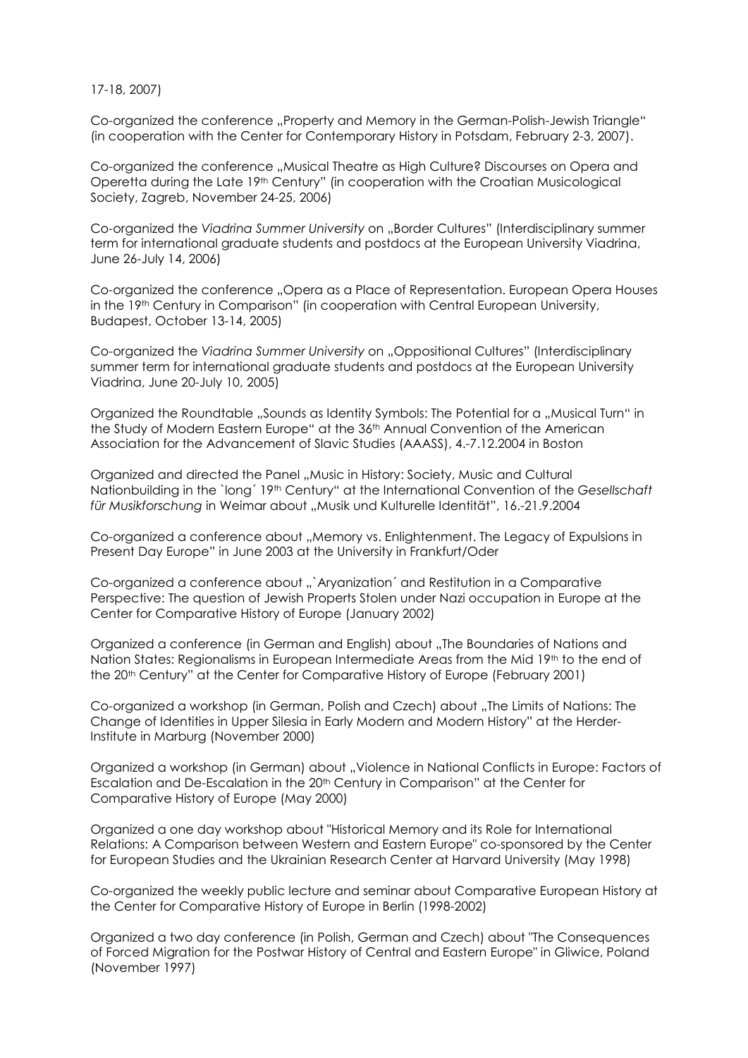17-18, 2007)

Co-organized the conference „Property and Memory in the German-Polish-Jewish Triangle" (in cooperation with the Center for Contemporary History in Potsdam, February 2-3, 2007).

Co-organized the conference „Musical Theatre as High Culture? Discourses on Opera and Operetta during the Late 19th Century" (in cooperation with the Croatian Musicological Society, Zagreb, November 24-25, 2006)

Co-organized the *Viadrina Summer University* on „Border Cultures" (Interdisciplinary summer term for international graduate students and postdocs at the European University Viadrina, June 26-July 14, 2006)

Co-organized the conference „Opera as a Place of Representation. European Opera Houses in the 19th Century in Comparison" (in cooperation with Central European University, Budapest, October 13-14, 2005)

Co-organized the *Viadrina Summer University* on „Oppositional Cultures" (Interdisciplinary summer term for international graduate students and postdocs at the European University Viadrina, June 20-July 10, 2005)

Organized the Roundtable „Sounds as Identity Symbols: The Potential for a „Musical Turn" in the Study of Modern Eastern Europe" at the 36th Annual Convention of the American Association for the Advancement of Slavic Studies (AAASS), 4.-7.12.2004 in Boston

Organized and directed the Panel „Music in History: Society, Music and Cultural Nationbuilding in the `long´ 19th Century" at the International Convention of the *Gesellschaft für Musikforschung* in Weimar about „Musik und Kulturelle Identität", 16.-21.9.2004

Co-organized a conference about „Memory vs. Enlightenment. The Legacy of Expulsions in Present Day Europe" in June 2003 at the University in Frankfurt/Oder

Co-organized a conference about „`Aryanization´ and Restitution in a Comparative Perspective: The question of Jewish Properts Stolen under Nazi occupation in Europe at the Center for Comparative History of Europe (January 2002)

Organized a conference (in German and English) about „The Boundaries of Nations and Nation States: Regionalisms in European Intermediate Areas from the Mid 19th to the end of the 20th Century" at the Center for Comparative History of Europe (February 2001)

Co-organized a workshop (in German, Polish and Czech) about „The Limits of Nations: The Change of Identities in Upper Silesia in Early Modern and Modern History" at the Herder-Institute in Marburg (November 2000)

Organized a workshop (in German) about „Violence in National Conflicts in Europe: Factors of Escalation and De-Escalation in the 20th Century in Comparison" at the Center for Comparative History of Europe (May 2000)

Organized a one day workshop about "Historical Memory and its Role for International Relations: A Comparison between Western and Eastern Europe" co-sponsored by the Center for European Studies and the Ukrainian Research Center at Harvard University (May 1998)

Co-organized the weekly public lecture and seminar about Comparative European History at the Center for Comparative History of Europe in Berlin (1998-2002)

Organized a two day conference (in Polish, German and Czech) about "The Consequences of Forced Migration for the Postwar History of Central and Eastern Europe" in Gliwice, Poland (November 1997)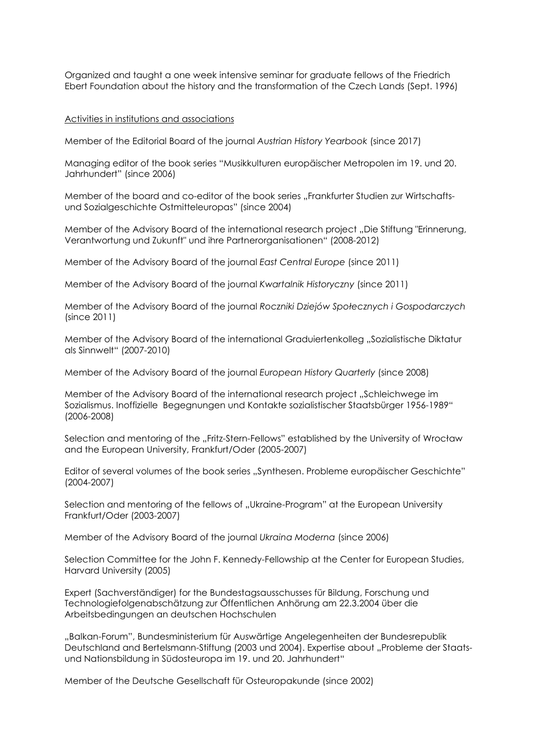Organized and taught a one week intensive seminar for graduate fellows of the Friedrich Ebert Foundation about the history and the transformation of the Czech Lands (Sept. 1996)

Activities in institutions and associations

Member of the Editorial Board of the journal *Austrian History Yearbook* (since 2017)

Managing editor of the book series "Musikkulturen europäischer Metropolen im 19. und 20. Jahrhundert" (since 2006)

Member of the board and co-editor of the book series „Frankfurter Studien zur Wirtschafts- und Sozialgeschichte Ostmitteleuropas" (since 2004)

Member of the Advisory Board of the international research project „Die Stiftung "Erinnerung, Verantwortung und Zukunft" und ihre Partnerorganisationen" (2008-2012)

Member of the Advisory Board of the journal *East Central Europe* (since 2011)

Member of the Advisory Board of the journal *Kwartalnik Historyczny* (since 2011)

Member of the Advisory Board of the journal *Roczniki Dziejów Społecznych i Gospodarczych* (since 2011)

Member of the Advisory Board of the international Graduiertenkolleg „Sozialistische Diktatur als Sinnwelt" (2007-2010)

Member of the Advisory Board of the journal *European History Quarterly* (since 2008)

Member of the Advisory Board of the international research project „Schleichwege im Sozialismus. Inoffizielle Begegnungen und Kontakte sozialistischer Staatsbürger 1956-1989" (2006-2008)

Selection and mentoring of the „Fritz-Stern-Fellows" established by the University of Wrocław and the European University, Frankfurt/Oder (2005-2007)

Editor of several volumes of the book series „Synthesen. Probleme europäischer Geschichte" (2004-2007)

Selection and mentoring of the fellows of „Ukraine-Program" at the European University Frankfurt/Oder (2003-2007)

Member of the Advisory Board of the journal *Ukraina Moderna* (since 2006)

Selection Committee for the John F. Kennedy-Fellowship at the Center for European Studies, Harvard University (2005)

Expert (Sachverständiger) for the Bundestagsausschusses für Bildung, Forschung und Technologiefolgenabschätzung zur Öffentlichen Anhörung am 22.3.2004 über die Arbeitsbedingungen an deutschen Hochschulen

„Balkan-Forum", Bundesministerium für Auswärtige Angelegenheiten der Bundesrepublik Deutschland and Bertelsmann-Stiftung (2003 und 2004). Expertise about „Probleme der Staats- und Nationsbildung in Südosteuropa im 19. und 20. Jahrhundert"

Member of the Deutsche Gesellschaft für Osteuropakunde (since 2002)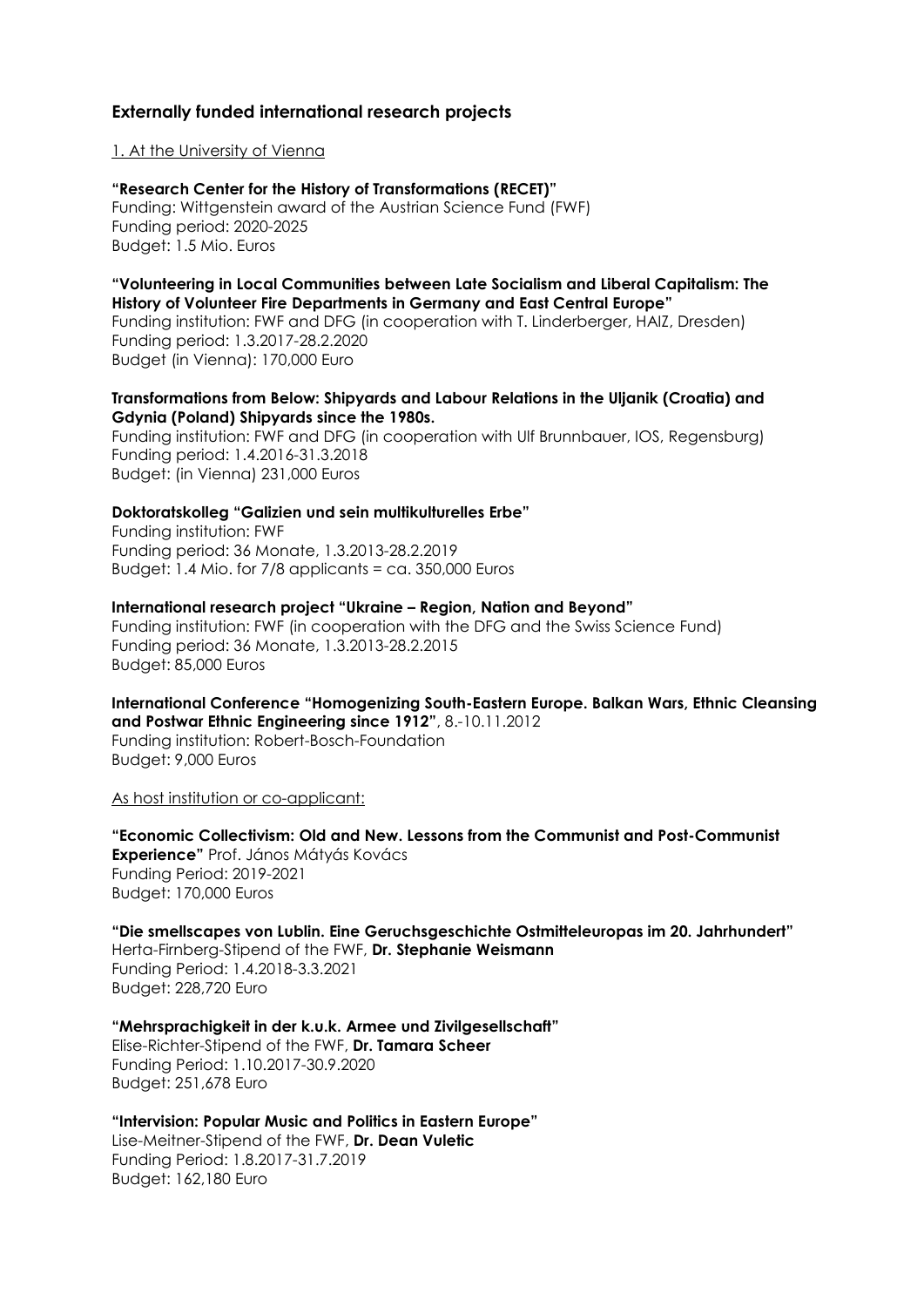## Externally funded international research projects

1. At the University of Vienna

**"Research Center for the History of Transformations (RECET)"**
Funding: Wittgenstein award of the Austrian Science Fund (FWF)
Funding period: 2020-2025
Budget: 1.5 Mio. Euros

**"Volunteering in Local Communities between Late Socialism and Liberal Capitalism: The History of Volunteer Fire Departments in Germany and East Central Europe"**
Funding institution: FWF and DFG (in cooperation with T. Linderberger, HAIZ, Dresden)
Funding period: 1.3.2017-28.2.2020
Budget (in Vienna): 170,000 Euro

**Transformations from Below: Shipyards and Labour Relations in the Uljanik (Croatia) and Gdynia (Poland) Shipyards since the 1980s.**
Funding institution: FWF and DFG (in cooperation with Ulf Brunnbauer, IOS, Regensburg)
Funding period: 1.4.2016-31.3.2018
Budget: (in Vienna) 231,000 Euros

**Doktoratskolleg "Galizien und sein multikulturelles Erbe"**
Funding institution: FWF
Funding period: 36 Monate, 1.3.2013-28.2.2019
Budget: 1.4 Mio. for 7/8 applicants = ca. 350,000 Euros

**International research project "Ukraine – Region, Nation and Beyond"**
Funding institution: FWF (in cooperation with the DFG and the Swiss Science Fund)
Funding period: 36 Monate, 1.3.2013-28.2.2015
Budget: 85,000 Euros

**International Conference "Homogenizing South-Eastern Europe. Balkan Wars, Ethnic Cleansing and Postwar Ethnic Engineering since 1912"**, 8.-10.11.2012
Funding institution: Robert-Bosch-Foundation
Budget: 9,000 Euros

As host institution or co-applicant:

**"Economic Collectivism: Old and New. Lessons from the Communist and Post-Communist Experience"** Prof. János Mátyás Kovács
Funding Period: 2019-2021
Budget: 170,000 Euros

**"Die smellscapes von Lublin. Eine Geruchsgeschichte Ostmitteleuropas im 20. Jahrhundert"**
Herta-Firnberg-Stipend of the FWF, **Dr. Stephanie Weismann**
Funding Period: 1.4.2018-3.3.2021
Budget: 228,720 Euro

**"Mehrsprachigkeit in der k.u.k. Armee und Zivilgesellschaft"**
Elise-Richter-Stipend of the FWF, **Dr. Tamara Scheer**
Funding Period: 1.10.2017-30.9.2020
Budget: 251,678 Euro

**"Intervision: Popular Music and Politics in Eastern Europe"**
Lise-Meitner-Stipend of the FWF, **Dr. Dean Vuletic**
Funding Period: 1.8.2017-31.7.2019
Budget: 162,180 Euro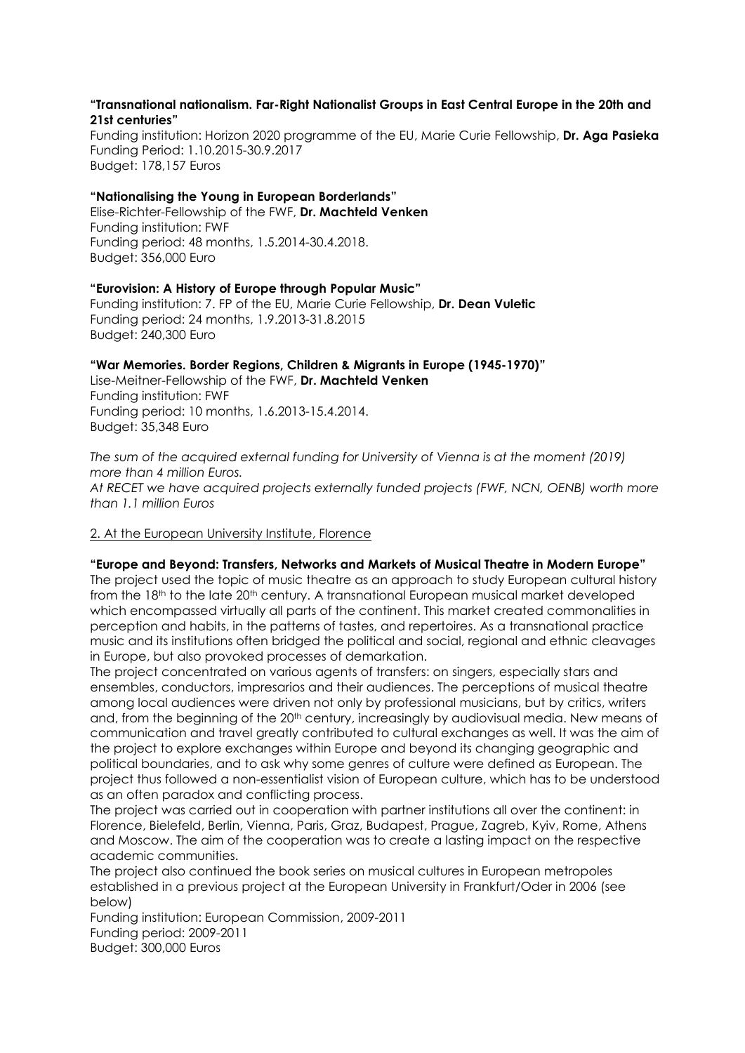**"Transnational nationalism. Far-Right Nationalist Groups in East Central Europe in the 20th and 21st centuries"**
Funding institution: Horizon 2020 programme of the EU, Marie Curie Fellowship, **Dr. Aga Pasieka**
Funding Period: 1.10.2015-30.9.2017
Budget: 178,157 Euros

**"Nationalising the Young in European Borderlands"**
Elise-Richter-Fellowship of the FWF, **Dr. Machteld Venken**
Funding institution: FWF
Funding period: 48 months, 1.5.2014-30.4.2018.
Budget: 356,000 Euro

**"Eurovision: A History of Europe through Popular Music"**
Funding institution: 7. FP of the EU, Marie Curie Fellowship, **Dr. Dean Vuletic**
Funding period: 24 months, 1.9.2013-31.8.2015
Budget: 240,300 Euro

**"War Memories. Border Regions, Children & Migrants in Europe (1945-1970)"**
Lise-Meitner-Fellowship of the FWF, **Dr. Machteld Venken**
Funding institution: FWF
Funding period: 10 months, 1.6.2013-15.4.2014.
Budget: 35,348 Euro

*The sum of the acquired external funding for University of Vienna is at the moment (2019) more than 4 million Euros.*
*At RECET we have acquired projects externally funded projects (FWF, NCN, OENB) worth more than 1.1 million Euros*

<u>2. At the European University Institute, Florence</u>

**"Europe and Beyond: Transfers, Networks and Markets of Musical Theatre in Modern Europe"**
The project used the topic of music theatre as an approach to study European cultural history from the 18th to the late 20th century. A transnational European musical market developed which encompassed virtually all parts of the continent. This market created commonalities in perception and habits, in the patterns of tastes, and repertoires. As a transnational practice music and its institutions often bridged the political and social, regional and ethnic cleavages in Europe, but also provoked processes of demarkation.
The project concentrated on various agents of transfers: on singers, especially stars and ensembles, conductors, impresarios and their audiences. The perceptions of musical theatre among local audiences were driven not only by professional musicians, but by critics, writers and, from the beginning of the 20th century, increasingly by audiovisual media. New means of communication and travel greatly contributed to cultural exchanges as well. It was the aim of the project to explore exchanges within Europe and beyond its changing geographic and political boundaries, and to ask why some genres of culture were defined as European. The project thus followed a non-essentialist vision of European culture, which has to be understood as an often paradox and conflicting process.
The project was carried out in cooperation with partner institutions all over the continent: in Florence, Bielefeld, Berlin, Vienna, Paris, Graz, Budapest, Prague, Zagreb, Kyiv, Rome, Athens and Moscow. The aim of the cooperation was to create a lasting impact on the respective academic communities.
The project also continued the book series on musical cultures in European metropoles established in a previous project at the European University in Frankfurt/Oder in 2006 (see below)
Funding institution: European Commission, 2009-2011
Funding period: 2009-2011
Budget: 300,000 Euros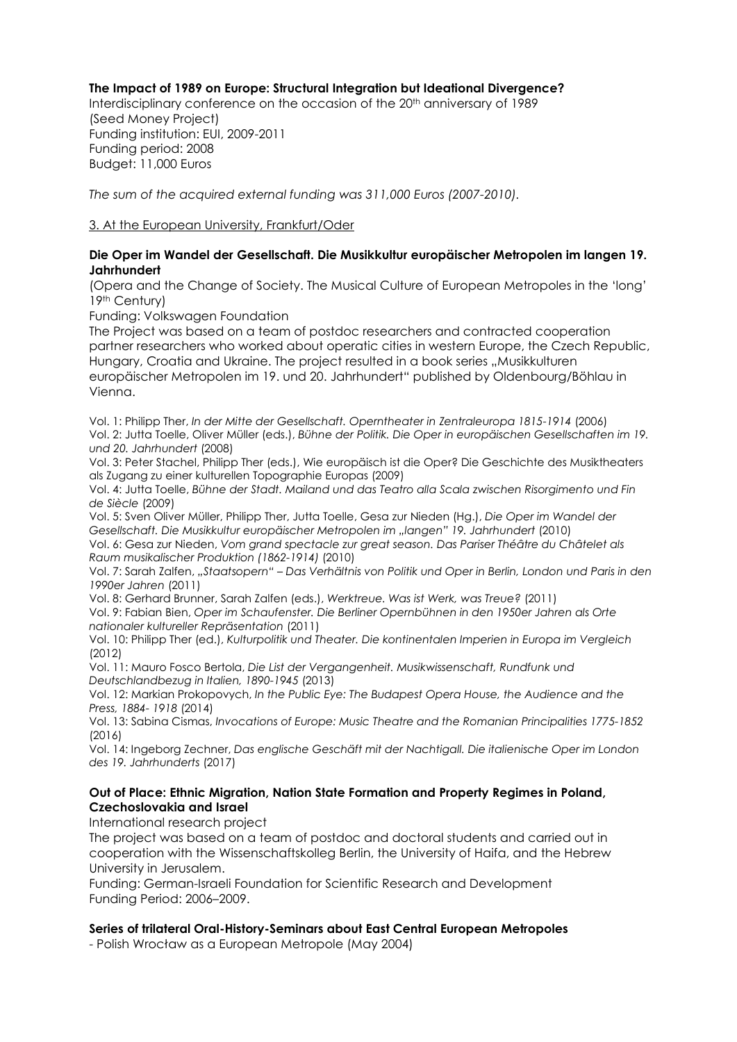**The Impact of 1989 on Europe: Structural Integration but Ideational Divergence?**
Interdisciplinary conference on the occasion of the 20th anniversary of 1989
(Seed Money Project)
Funding institution: EUI, 2009-2011
Funding period: 2008
Budget: 11,000 Euros

*The sum of the acquired external funding was 311,000 Euros (2007-2010).*

3. At the European University, Frankfurt/Oder

**Die Oper im Wandel der Gesellschaft. Die Musikkultur europäischer Metropolen im langen 19. Jahrhundert**
(Opera and the Change of Society. The Musical Culture of European Metropoles in the 'long' 19th Century)
Funding: Volkswagen Foundation
The Project was based on a team of postdoc researchers and contracted cooperation partner researchers who worked about operatic cities in western Europe, the Czech Republic, Hungary, Croatia and Ukraine. The project resulted in a book series „Musikkulturen europäischer Metropolen im 19. und 20. Jahrhundert" published by Oldenbourg/Böhlau in Vienna.

Vol. 1: Philipp Ther, *In der Mitte der Gesellschaft. Operntheater in Zentraleuropa 1815-1914* (2006)
Vol. 2: Jutta Toelle, Oliver Müller (eds.), *Bühne der Politik. Die Oper in europäischen Gesellschaften im 19. und 20. Jahrhundert* (2008)
Vol. 3: Peter Stachel, Philipp Ther (eds.), Wie europäisch ist die Oper? Die Geschichte des Musiktheaters als Zugang zu einer kulturellen Topographie Europas (2009)
Vol. 4: Jutta Toelle, *Bühne der Stadt. Mailand und das Teatro alla Scala zwischen Risorgimento und Fin de Siècle* (2009)
Vol. 5: Sven Oliver Müller, Philipp Ther, Jutta Toelle, Gesa zur Nieden (Hg.), *Die Oper im Wandel der Gesellschaft. Die Musikkultur europäischer Metropolen im „langen" 19. Jahrhundert* (2010)
Vol. 6: Gesa zur Nieden, *Vom grand spectacle zur great season. Das Pariser Théâtre du Châtelet als Raum musikalischer Produktion (1862-1914)* (2010)
Vol. 7: Sarah Zalfen, *„Staatsopern" – Das Verhältnis von Politik und Oper in Berlin, London und Paris in den 1990er Jahren* (2011)
Vol. 8: Gerhard Brunner, Sarah Zalfen (eds.), *Werktreue. Was ist Werk, was Treue?* (2011)
Vol. 9: Fabian Bien, *Oper im Schaufenster. Die Berliner Opernbühnen in den 1950er Jahren als Orte nationaler kultureller Repräsentation* (2011)
Vol. 10: Philipp Ther (ed.), *Kulturpolitik und Theater. Die kontinentalen Imperien in Europa im Vergleich* (2012)
Vol. 11: Mauro Fosco Bertola, *Die List der Vergangenheit. Musikwissenschaft, Rundfunk und Deutschlandbezug in Italien, 1890-1945* (2013)
Vol. 12: Markian Prokopovych, *In the Public Eye: The Budapest Opera House, the Audience and the Press, 1884- 1918* (2014)
Vol. 13: Sabina Cismas, *Invocations of Europe: Music Theatre and the Romanian Principalities 1775-1852* (2016)
Vol. 14: Ingeborg Zechner, *Das englische Geschäft mit der Nachtigall. Die italienische Oper im London des 19. Jahrhunderts* (2017)

**Out of Place: Ethnic Migration, Nation State Formation and Property Regimes in Poland, Czechoslovakia and Israel**
International research project
The project was based on a team of postdoc and doctoral students and carried out in cooperation with the Wissenschaftskolleg Berlin, the University of Haifa, and the Hebrew University in Jerusalem.
Funding: German-Israeli Foundation for Scientific Research and Development
Funding Period: 2006–2009.

**Series of trilateral Oral-History-Seminars about East Central European Metropoles**
- Polish Wrocław as a European Metropole (May 2004)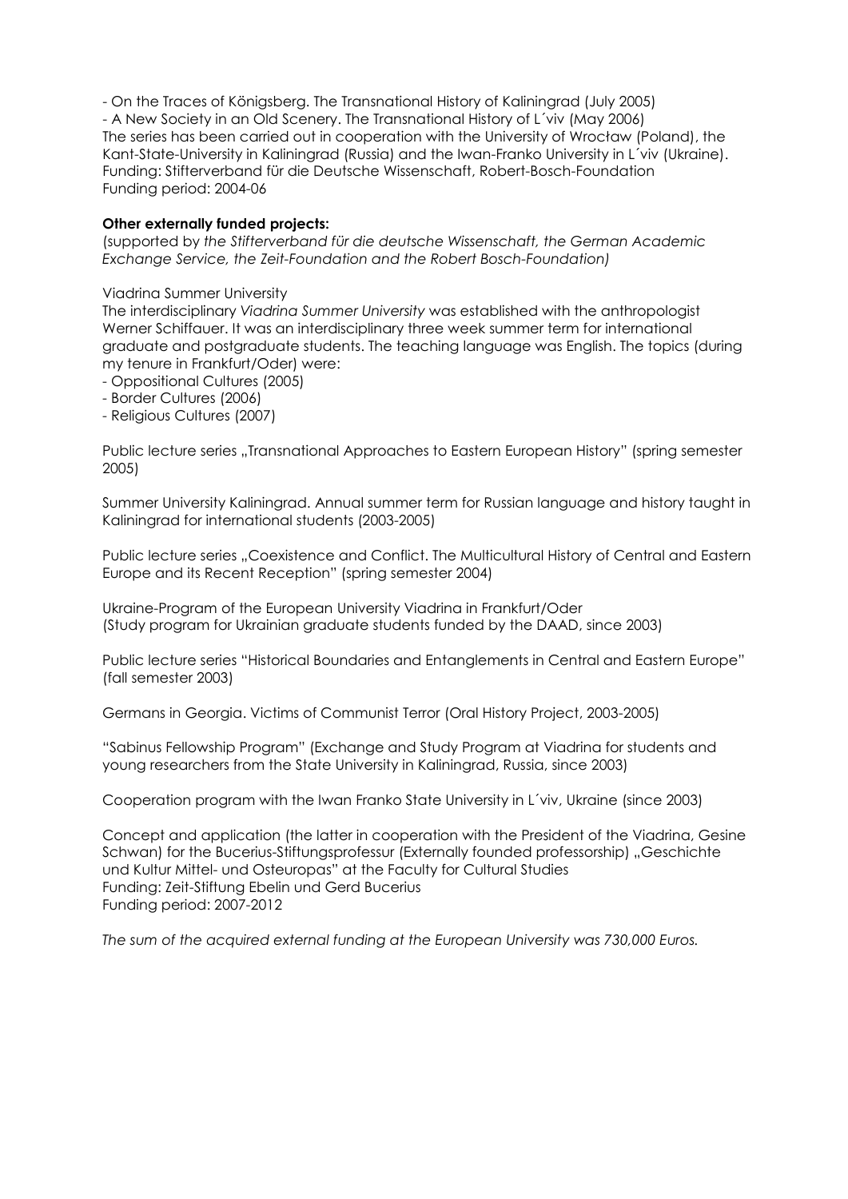- On the Traces of Königsberg. The Transnational History of Kaliningrad (July 2005)
- A New Society in an Old Scenery. The Transnational History of L´viv (May 2006)

The series has been carried out in cooperation with the University of Wrocław (Poland), the Kant-State-University in Kaliningrad (Russia) and the Iwan-Franko University in L´viv (Ukraine).
Funding: Stifterverband für die Deutsche Wissenschaft, Robert-Bosch-Foundation
Funding period: 2004-06

**Other externally funded projects:**
(supported by *the Stifterverband für die deutsche Wissenschaft, the German Academic Exchange Service, the Zeit-Foundation and the Robert Bosch-Foundation)*

Viadrina Summer University
The interdisciplinary *Viadrina Summer University* was established with the anthropologist Werner Schiffauer. It was an interdisciplinary three week summer term for international graduate and postgraduate students. The teaching language was English. The topics (during my tenure in Frankfurt/Oder) were:

- Oppositional Cultures (2005)
- Border Cultures (2006)
- Religious Cultures (2007)

Public lecture series „Transnational Approaches to Eastern European History" (spring semester 2005)

Summer University Kaliningrad. Annual summer term for Russian language and history taught in Kaliningrad for international students (2003-2005)

Public lecture series „Coexistence and Conflict. The Multicultural History of Central and Eastern Europe and its Recent Reception" (spring semester 2004)

Ukraine-Program of the European University Viadrina in Frankfurt/Oder
(Study program for Ukrainian graduate students funded by the DAAD, since 2003)

Public lecture series "Historical Boundaries and Entanglements in Central and Eastern Europe" (fall semester 2003)

Germans in Georgia. Victims of Communist Terror (Oral History Project, 2003-2005)

"Sabinus Fellowship Program" (Exchange and Study Program at Viadrina for students and young researchers from the State University in Kaliningrad, Russia, since 2003)

Cooperation program with the Iwan Franko State University in L´viv, Ukraine (since 2003)

Concept and application (the latter in cooperation with the President of the Viadrina, Gesine Schwan) for the Bucerius-Stiftungsprofessur (Externally founded professorship) „Geschichte und Kultur Mittel- und Osteuropas" at the Faculty for Cultural Studies
Funding: Zeit-Stiftung Ebelin und Gerd Bucerius
Funding period: 2007-2012

*The sum of the acquired external funding at the European University was 730,000 Euros.*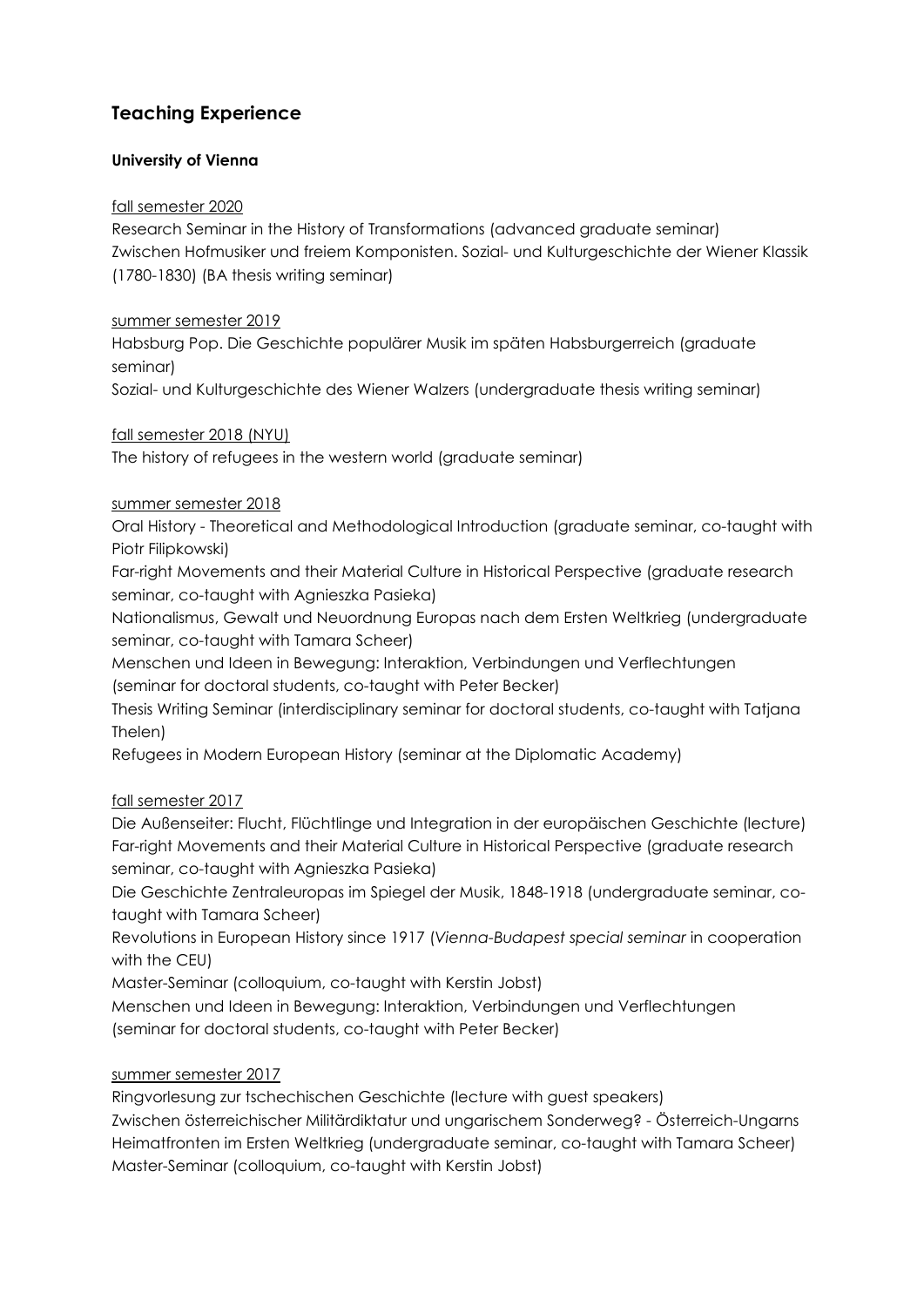## Teaching Experience

**University of Vienna**

<u>fall semester 2020</u>

Research Seminar in the History of Transformations (advanced graduate seminar)
Zwischen Hofmusiker und freiem Komponisten. Sozial- und Kulturgeschichte der Wiener Klassik (1780-1830) (BA thesis writing seminar)

<u>summer semester 2019</u>

Habsburg Pop. Die Geschichte populärer Musik im späten Habsburgerreich (graduate seminar)
Sozial- und Kulturgeschichte des Wiener Walzers (undergraduate thesis writing seminar)

<u>fall semester 2018 (NYU)</u>

The history of refugees in the western world (graduate seminar)

<u>summer semester 2018</u>

Oral History - Theoretical and Methodological Introduction (graduate seminar, co-taught with Piotr Filipkowski)
Far-right Movements and their Material Culture in Historical Perspective (graduate research seminar, co-taught with Agnieszka Pasieka)
Nationalismus, Gewalt und Neuordnung Europas nach dem Ersten Weltkrieg (undergraduate seminar, co-taught with Tamara Scheer)
Menschen und Ideen in Bewegung: Interaktion, Verbindungen und Verflechtungen (seminar for doctoral students, co-taught with Peter Becker)
Thesis Writing Seminar (interdisciplinary seminar for doctoral students, co-taught with Tatjana Thelen)
Refugees in Modern European History (seminar at the Diplomatic Academy)

<u>fall semester 2017</u>

Die Außenseiter: Flucht, Flüchtlinge und Integration in der europäischen Geschichte (lecture)
Far-right Movements and their Material Culture in Historical Perspective (graduate research seminar, co-taught with Agnieszka Pasieka)
Die Geschichte Zentraleuropas im Spiegel der Musik, 1848-1918 (undergraduate seminar, co-taught with Tamara Scheer)
Revolutions in European History since 1917 (*Vienna-Budapest special seminar* in cooperation with the CEU)
Master-Seminar (colloquium, co-taught with Kerstin Jobst)
Menschen und Ideen in Bewegung: Interaktion, Verbindungen und Verflechtungen (seminar for doctoral students, co-taught with Peter Becker)

<u>summer semester 2017</u>

Ringvorlesung zur tschechischen Geschichte (lecture with guest speakers)
Zwischen österreichischer Militärdiktatur und ungarischem Sonderweg? - Österreich-Ungarns Heimatfronten im Ersten Weltkrieg (undergraduate seminar, co-taught with Tamara Scheer)
Master-Seminar (colloquium, co-taught with Kerstin Jobst)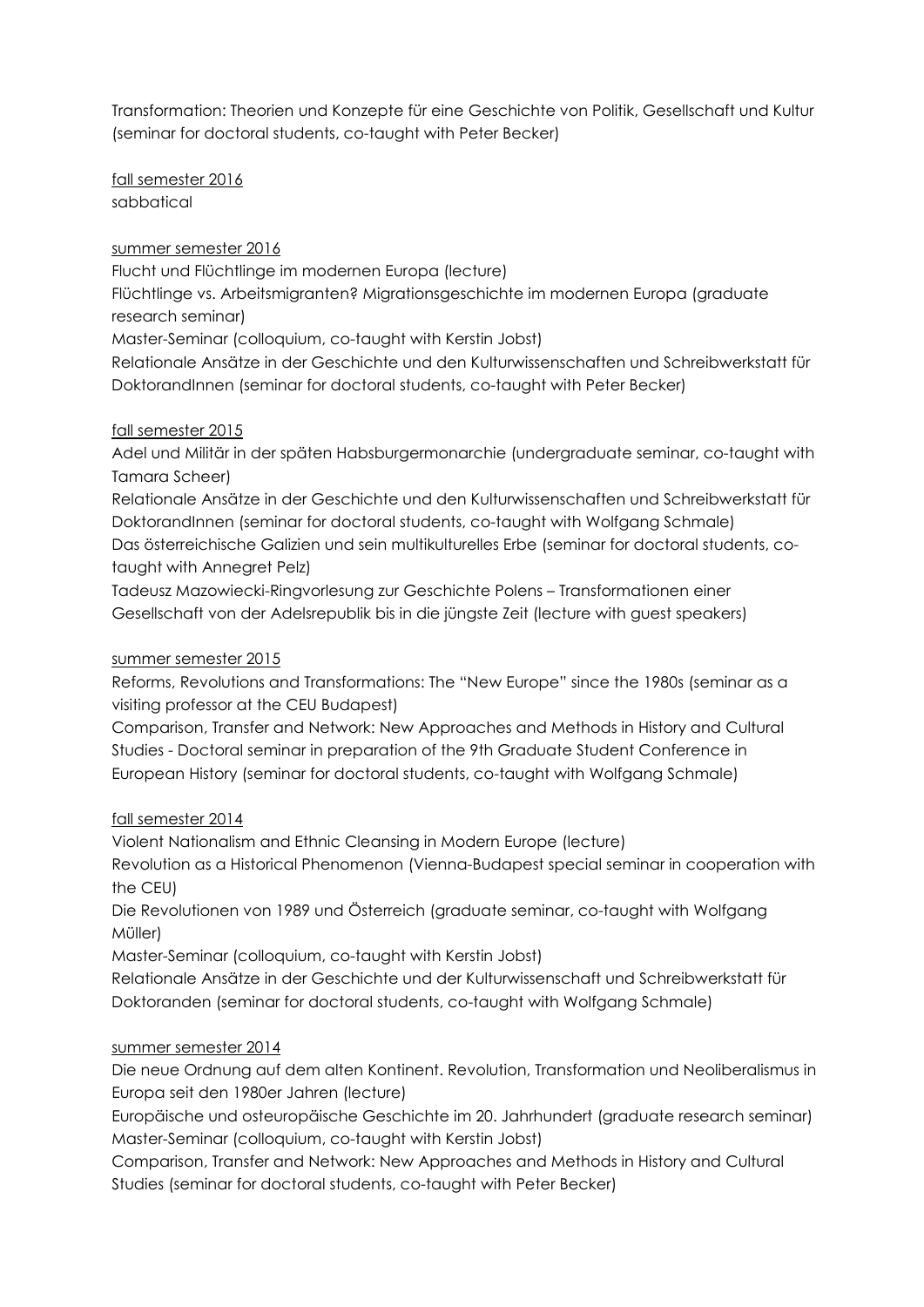Transformation: Theorien und Konzepte für eine Geschichte von Politik, Gesellschaft und Kultur (seminar for doctoral students, co-taught with Peter Becker)

<u>fall semester 2016</u>
sabbatical

<u>summer semester 2016</u>
Flucht und Flüchtlinge im modernen Europa (lecture)
Flüchtlinge vs. Arbeitsmigranten? Migrationsgeschichte im modernen Europa (graduate research seminar)
Master-Seminar (colloquium, co-taught with Kerstin Jobst)
Relationale Ansätze in der Geschichte und den Kulturwissenschaften und Schreibwerkstatt für DoktorandInnen (seminar for doctoral students, co-taught with Peter Becker)

<u>fall semester 2015</u>
Adel und Militär in der späten Habsburgermonarchie (undergraduate seminar, co-taught with Tamara Scheer)
Relationale Ansätze in der Geschichte und den Kulturwissenschaften und Schreibwerkstatt für DoktorandInnen (seminar for doctoral students, co-taught with Wolfgang Schmale)
Das österreichische Galizien und sein multikulturelles Erbe (seminar for doctoral students, co-taught with Annegret Pelz)
Tadeusz Mazowiecki-Ringvorlesung zur Geschichte Polens – Transformationen einer Gesellschaft von der Adelsrepublik bis in die jüngste Zeit (lecture with guest speakers)

<u>summer semester 2015</u>
Reforms, Revolutions and Transformations: The "New Europe" since the 1980s (seminar as a visiting professor at the CEU Budapest)
Comparison, Transfer and Network: New Approaches and Methods in History and Cultural Studies - Doctoral seminar in preparation of the 9th Graduate Student Conference in European History (seminar for doctoral students, co-taught with Wolfgang Schmale)

<u>fall semester 2014</u>
Violent Nationalism and Ethnic Cleansing in Modern Europe (lecture)
Revolution as a Historical Phenomenon (Vienna-Budapest special seminar in cooperation with the CEU)
Die Revolutionen von 1989 und Österreich (graduate seminar, co-taught with Wolfgang Müller)
Master-Seminar (colloquium, co-taught with Kerstin Jobst)
Relationale Ansätze in der Geschichte und der Kulturwissenschaft und Schreibwerkstatt für Doktoranden (seminar for doctoral students, co-taught with Wolfgang Schmale)

<u>summer semester 2014</u>
Die neue Ordnung auf dem alten Kontinent. Revolution, Transformation und Neoliberalismus in Europa seit den 1980er Jahren (lecture)
Europäische und osteuropäische Geschichte im 20. Jahrhundert (graduate research seminar)
Master-Seminar (colloquium, co-taught with Kerstin Jobst)
Comparison, Transfer and Network: New Approaches and Methods in History and Cultural Studies (seminar for doctoral students, co-taught with Peter Becker)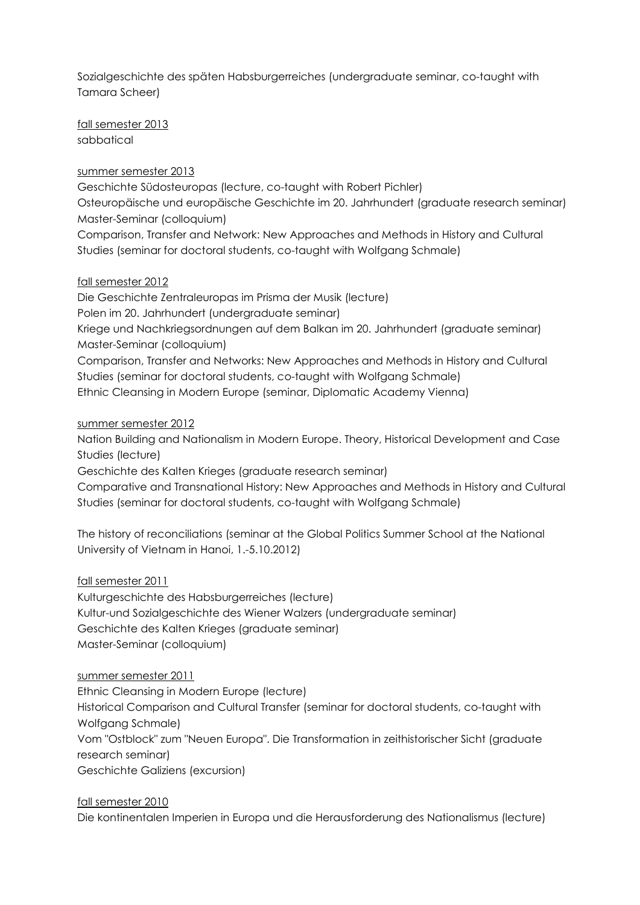Sozialgeschichte des späten Habsburgerreiches (undergraduate seminar, co-taught with Tamara Scheer)

<u>fall semester 2013</u>
sabbatical

<u>summer semester 2013</u>
Geschichte Südosteuropas (lecture, co-taught with Robert Pichler)
Osteuropäische und europäische Geschichte im 20. Jahrhundert (graduate research seminar)
Master-Seminar (colloquium)
Comparison, Transfer and Network: New Approaches and Methods in History and Cultural Studies (seminar for doctoral students, co-taught with Wolfgang Schmale)

<u>fall semester 2012</u>
Die Geschichte Zentraleuropas im Prisma der Musik (lecture)
Polen im 20. Jahrhundert (undergraduate seminar)
Kriege und Nachkriegsordnungen auf dem Balkan im 20. Jahrhundert (graduate seminar)
Master-Seminar (colloquium)
Comparison, Transfer and Networks: New Approaches and Methods in History and Cultural Studies (seminar for doctoral students, co-taught with Wolfgang Schmale)
Ethnic Cleansing in Modern Europe (seminar, Diplomatic Academy Vienna)

<u>summer semester 2012</u>
Nation Building and Nationalism in Modern Europe. Theory, Historical Development and Case Studies (lecture)
Geschichte des Kalten Krieges (graduate research seminar)
Comparative and Transnational History: New Approaches and Methods in History and Cultural Studies (seminar for doctoral students, co-taught with Wolfgang Schmale)

The history of reconciliations (seminar at the Global Politics Summer School at the National University of Vietnam in Hanoi, 1.-5.10.2012)

<u>fall semester 2011</u>
Kulturgeschichte des Habsburgerreiches (lecture)
Kultur-und Sozialgeschichte des Wiener Walzers (undergraduate seminar)
Geschichte des Kalten Krieges (graduate seminar)
Master-Seminar (colloquium)

<u>summer semester 2011</u>
Ethnic Cleansing in Modern Europe (lecture)
Historical Comparison and Cultural Transfer (seminar for doctoral students, co-taught with Wolfgang Schmale)
Vom "Ostblock" zum "Neuen Europa". Die Transformation in zeithistorischer Sicht (graduate research seminar)
Geschichte Galiziens (excursion)

<u>fall semester 2010</u>
Die kontinentalen Imperien in Europa und die Herausforderung des Nationalismus (lecture)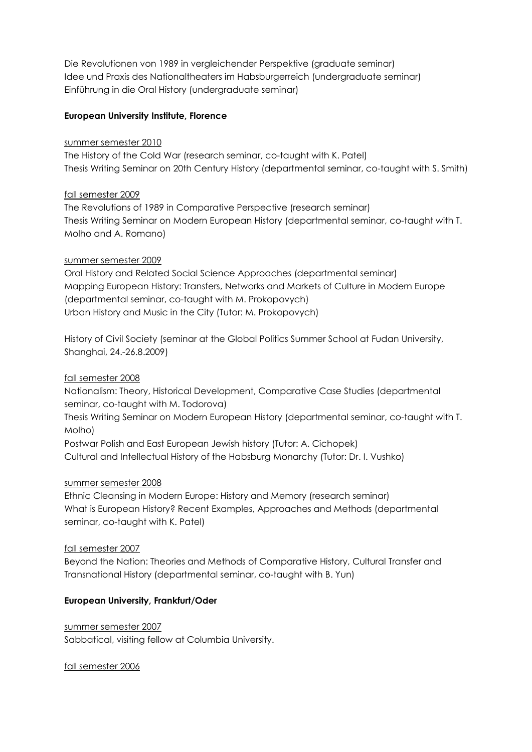Die Revolutionen von 1989 in vergleichender Perspektive (graduate seminar)
Idee und Praxis des Nationaltheaters im Habsburgerreich (undergraduate seminar)
Einführung in die Oral History (undergraduate seminar)

**European University Institute, Florence**

<u>summer semester 2010</u>
The History of the Cold War (research seminar, co-taught with K. Patel)
Thesis Writing Seminar on 20th Century History (departmental seminar, co-taught with S. Smith)

<u>fall semester 2009</u>
The Revolutions of 1989 in Comparative Perspective (research seminar)
Thesis Writing Seminar on Modern European History (departmental seminar, co-taught with T. Molho and A. Romano)

<u>summer semester 2009</u>
Oral History and Related Social Science Approaches (departmental seminar)
Mapping European History: Transfers, Networks and Markets of Culture in Modern Europe (departmental seminar, co-taught with M. Prokopovych)
Urban History and Music in the City (Tutor: M. Prokopovych)

History of Civil Society (seminar at the Global Politics Summer School at Fudan University, Shanghai, 24.-26.8.2009)

<u>fall semester 2008</u>
Nationalism: Theory, Historical Development, Comparative Case Studies (departmental seminar, co-taught with M. Todorova)
Thesis Writing Seminar on Modern European History (departmental seminar, co-taught with T. Molho)
Postwar Polish and East European Jewish history (Tutor: A. Cichopek)
Cultural and Intellectual History of the Habsburg Monarchy (Tutor: Dr. I. Vushko)

<u>summer semester 2008</u>
Ethnic Cleansing in Modern Europe: History and Memory (research seminar)
What is European History? Recent Examples, Approaches and Methods (departmental seminar, co-taught with K. Patel)

<u>fall semester 2007</u>
Beyond the Nation: Theories and Methods of Comparative History, Cultural Transfer and Transnational History (departmental seminar, co-taught with B. Yun)

**European University, Frankfurt/Oder**

<u>summer semester 2007</u>
Sabbatical, visiting fellow at Columbia University.

<u>fall semester 2006</u>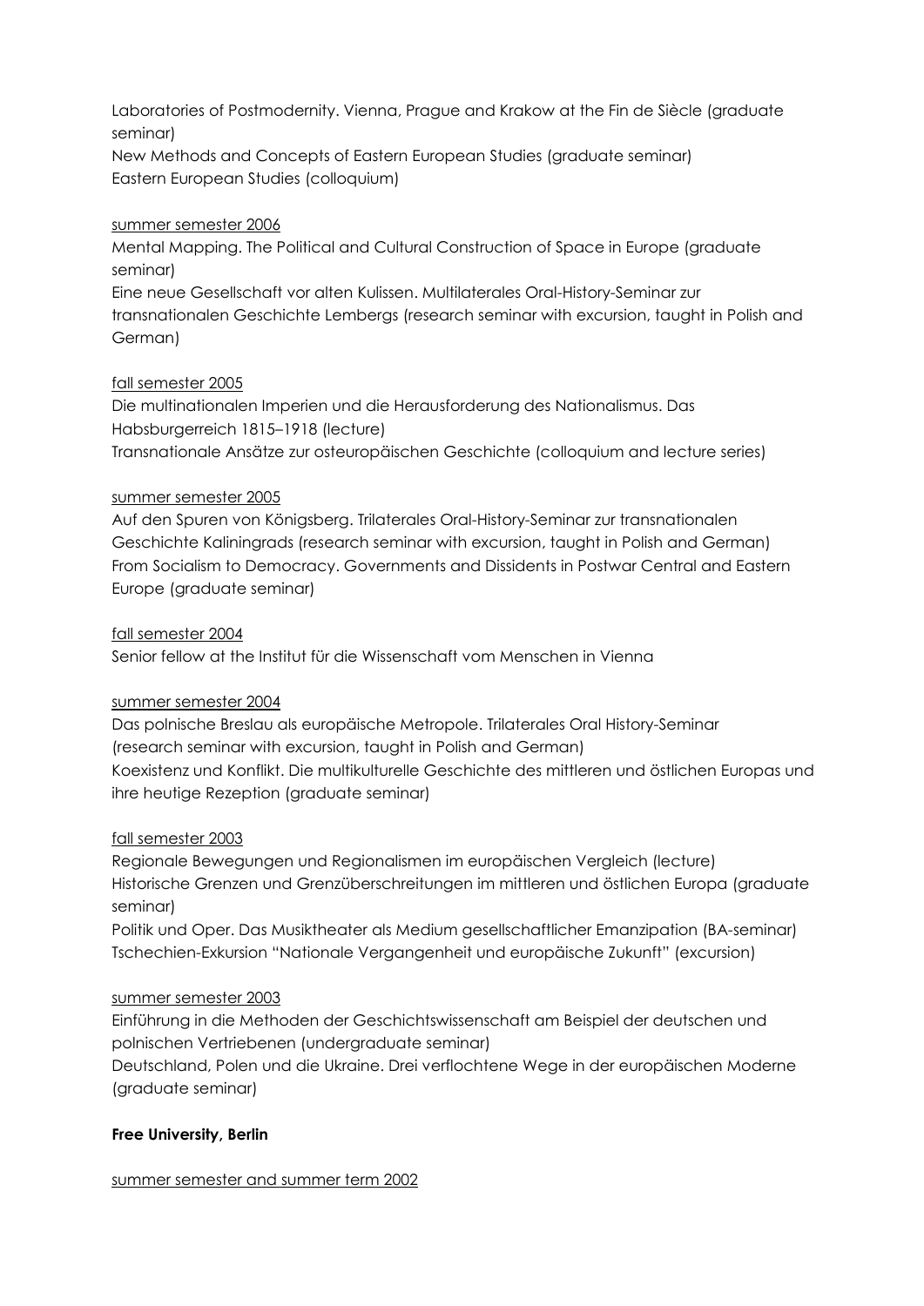Laboratories of Postmodernity. Vienna, Prague and Krakow at the Fin de Siècle (graduate seminar)
New Methods and Concepts of Eastern European Studies (graduate seminar)
Eastern European Studies (colloquium)

<u>summer semester 2006</u>

Mental Mapping. The Political and Cultural Construction of Space in Europe (graduate seminar)
Eine neue Gesellschaft vor alten Kulissen. Multilaterales Oral-History-Seminar zur transnationalen Geschichte Lembergs (research seminar with excursion, taught in Polish and German)

<u>fall semester 2005</u>

Die multinationalen Imperien und die Herausforderung des Nationalismus. Das Habsburgerreich 1815–1918 (lecture)
Transnationale Ansätze zur osteuropäischen Geschichte (colloquium and lecture series)

<u>summer semester 2005</u>

Auf den Spuren von Königsberg. Trilaterales Oral-History-Seminar zur transnationalen Geschichte Kaliningrads (research seminar with excursion, taught in Polish and German)
From Socialism to Democracy. Governments and Dissidents in Postwar Central and Eastern Europe (graduate seminar)

<u>fall semester 2004</u>

Senior fellow at the Institut für die Wissenschaft vom Menschen in Vienna

<u>summer semester 2004</u>

Das polnische Breslau als europäische Metropole. Trilaterales Oral History-Seminar (research seminar with excursion, taught in Polish and German)
Koexistenz und Konflikt. Die multikulturelle Geschichte des mittleren und östlichen Europas und ihre heutige Rezeption (graduate seminar)

<u>fall semester 2003</u>

Regionale Bewegungen und Regionalismen im europäischen Vergleich (lecture)
Historische Grenzen und Grenzüberschreitungen im mittleren und östlichen Europa (graduate seminar)
Politik und Oper. Das Musiktheater als Medium gesellschaftlicher Emanzipation (BA-seminar)
Tschechien-Exkursion "Nationale Vergangenheit und europäische Zukunft" (excursion)

<u>summer semester 2003</u>

Einführung in die Methoden der Geschichtswissenschaft am Beispiel der deutschen und polnischen Vertriebenen (undergraduate seminar)
Deutschland, Polen und die Ukraine. Drei verflochtene Wege in der europäischen Moderne (graduate seminar)

**Free University, Berlin**

<u>summer semester and summer term 2002</u>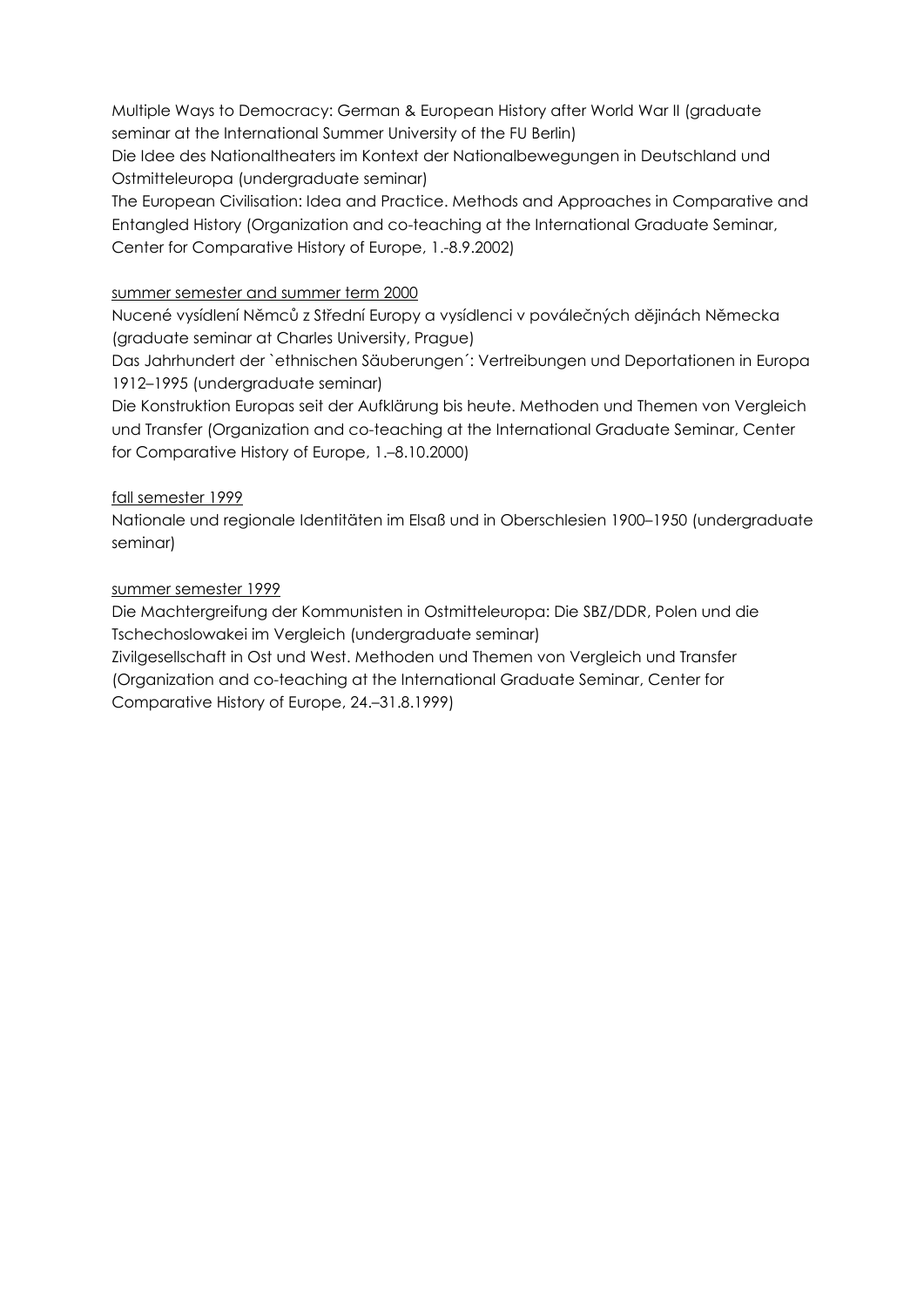Multiple Ways to Democracy: German & European History after World War II (graduate seminar at the International Summer University of the FU Berlin)

Die Idee des Nationaltheaters im Kontext der Nationalbewegungen in Deutschland und Ostmitteleuropa (undergraduate seminar)

The European Civilisation: Idea and Practice. Methods and Approaches in Comparative and Entangled History (Organization and co-teaching at the International Graduate Seminar, Center for Comparative History of Europe, 1.-8.9.2002)

<u>summer semester and summer term 2000</u>

Nucené vysídlení Němců z Střední Europy a vysídlenci v poválečných dějinách Německa (graduate seminar at Charles University, Prague)

Das Jahrhundert der `ethnischen Säuberungen´: Vertreibungen und Deportationen in Europa 1912–1995 (undergraduate seminar)

Die Konstruktion Europas seit der Aufklärung bis heute. Methoden und Themen von Vergleich und Transfer (Organization and co-teaching at the International Graduate Seminar, Center for Comparative History of Europe, 1.–8.10.2000)

<u>fall semester 1999</u>

Nationale und regionale Identitäten im Elsaß und in Oberschlesien 1900–1950 (undergraduate seminar)

<u>summer semester 1999</u>

Die Machtergreifung der Kommunisten in Ostmitteleuropa: Die SBZ/DDR, Polen und die Tschechoslowakei im Vergleich (undergraduate seminar)

Zivilgesellschaft in Ost und West. Methoden und Themen von Vergleich und Transfer (Organization and co-teaching at the International Graduate Seminar, Center for Comparative History of Europe, 24.–31.8.1999)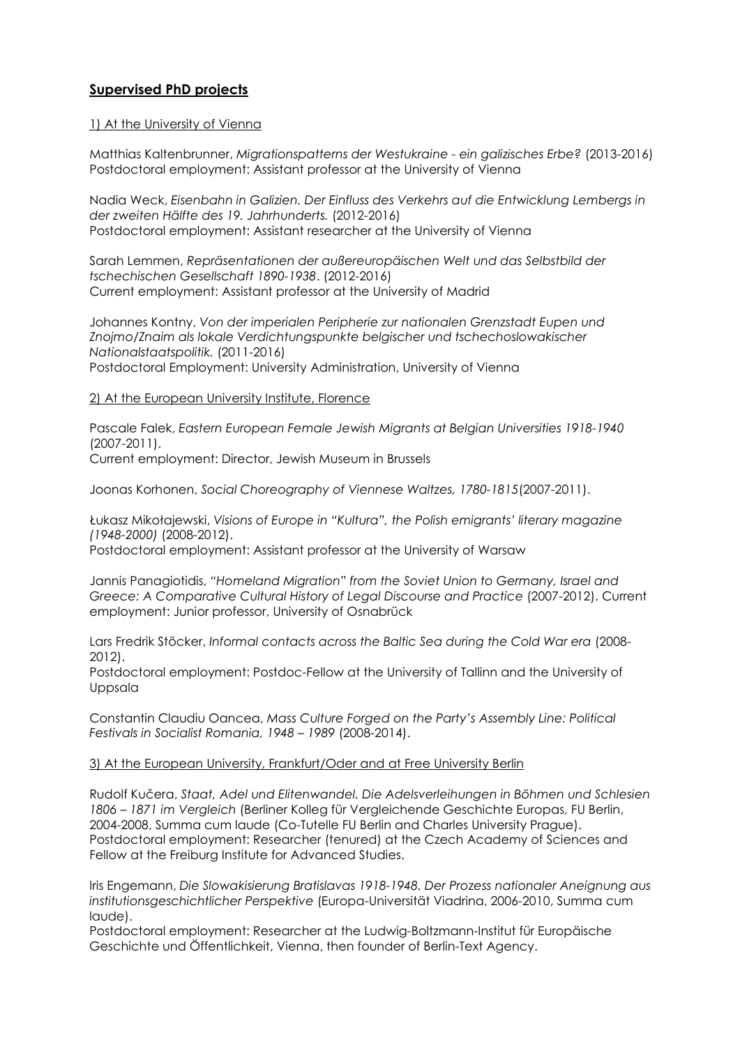## Supervised PhD projects

1) At the University of Vienna

Matthias Kaltenbrunner, *Migrationspatterns der Westukraine - ein galizisches Erbe?* (2013-2016)
Postdoctoral employment: Assistant professor at the University of Vienna

Nadia Weck, *Eisenbahn in Galizien. Der Einfluss des Verkehrs auf die Entwicklung Lembergs in der zweiten Hälfte des 19. Jahrhunderts.* (2012-2016)
Postdoctoral employment: Assistant researcher at the University of Vienna

Sarah Lemmen, *Repräsentationen der außereuropäischen Welt und das Selbstbild der tschechischen Gesellschaft 1890-1938*. (2012-2016)
Current employment: Assistant professor at the University of Madrid

Johannes Kontny, *Von der imperialen Peripherie zur nationalen Grenzstadt Eupen und Znojmo/Znaim als lokale Verdichtungspunkte belgischer und tschechoslowakischer Nationalstaatspolitik.* (2011-2016)
Postdoctoral Employment: University Administration, University of Vienna

2) At the European University Institute, Florence

Pascale Falek, *Eastern European Female Jewish Migrants at Belgian Universities 1918-1940* (2007-2011).
Current employment: Director, Jewish Museum in Brussels

Joonas Korhonen, *Social Choreography of Viennese Waltzes, 1780-1815*(2007-2011).

Łukasz Mikołajewski, *Visions of Europe in "Kultura", the Polish emigrants' literary magazine (1948-2000)* (2008-2012).
Postdoctoral employment: Assistant professor at the University of Warsaw

Jannis Panagiotidis, *"Homeland Migration" from the Soviet Union to Germany, Israel and Greece: A Comparative Cultural History of Legal Discourse and Practice* (2007-2012). Current employment: Junior professor, University of Osnabrück

Lars Fredrik Stöcker, *Informal contacts across the Baltic Sea during the Cold War era* (2008-2012).
Postdoctoral employment: Postdoc-Fellow at the University of Tallinn and the University of Uppsala

Constantin Claudiu Oancea, *Mass Culture Forged on the Party's Assembly Line: Political Festivals in Socialist Romania, 1948 – 1989* (2008-2014).

3) At the European University, Frankfurt/Oder and at Free University Berlin

Rudolf Kučera, *Staat, Adel und Elitenwandel. Die Adelsverleihungen in Böhmen und Schlesien 1806 – 1871 im Vergleich* (Berliner Kolleg für Vergleichende Geschichte Europas, FU Berlin, 2004-2008, Summa cum laude (Co-Tutelle FU Berlin and Charles University Prague).
Postdoctoral employment: Researcher (tenured) at the Czech Academy of Sciences and Fellow at the Freiburg Institute for Advanced Studies.

Iris Engemann, *Die Slowakisierung Bratislavas 1918-1948. Der Prozess nationaler Aneignung aus institutionsgeschichtlicher Perspektive* (Europa-Universität Viadrina, 2006-2010, Summa cum laude).
Postdoctoral employment: Researcher at the Ludwig-Boltzmann-Institut für Europäische Geschichte und Öffentlichkeit, Vienna, then founder of Berlin-Text Agency.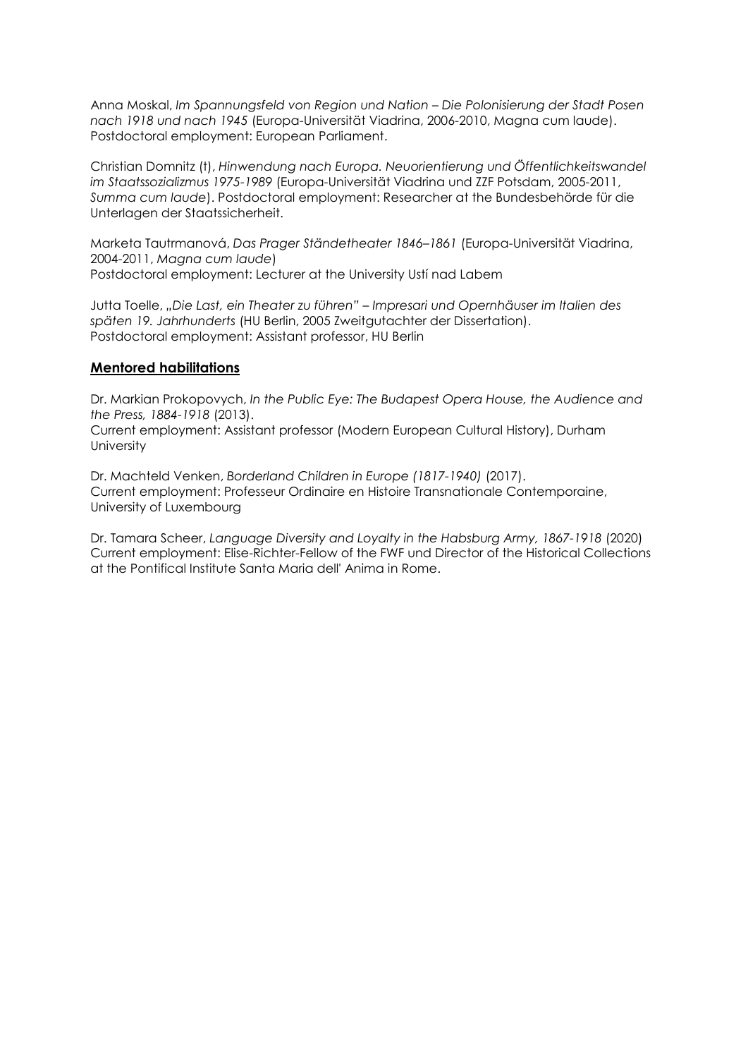Anna Moskal, *Im Spannungsfeld von Region und Nation – Die Polonisierung der Stadt Posen nach 1918 und nach 1945* (Europa-Universität Viadrina, 2006-2010, Magna cum laude). Postdoctoral employment: European Parliament.

Christian Domnitz (†), *Hinwendung nach Europa. Neuorientierung und Öffentlichkeitswandel im Staatssozializmus 1975-1989* (Europa-Universität Viadrina und ZZF Potsdam, 2005-2011, *Summa cum laude*). Postdoctoral employment: Researcher at the Bundesbehörde für die Unterlagen der Staatssicherheit.

Marketa Tautrmanová, *Das Prager Ständetheater 1846–1861* (Europa-Universität Viadrina, 2004-2011, *Magna cum laude*)
Postdoctoral employment: Lecturer at the University Ustí nad Labem

Jutta Toelle, „*Die Last, ein Theater zu führen" – Impresari und Opernhäuser im Italien des späten 19. Jahrhunderts* (HU Berlin, 2005 Zweitgutachter der Dissertation).
Postdoctoral employment: Assistant professor, HU Berlin

## Mentored habilitations

Dr. Markian Prokopovych, *In the Public Eye: The Budapest Opera House, the Audience and the Press, 1884-1918* (2013).
Current employment: Assistant professor (Modern European Cultural History), Durham University

Dr. Machteld Venken, *Borderland Children in Europe (1817-1940)* (2017).
Current employment: Professeur Ordinaire en Histoire Transnationale Contemporaine, University of Luxembourg

Dr. Tamara Scheer, *Language Diversity and Loyalty in the Habsburg Army, 1867-1918* (2020)
Current employment: Elise-Richter-Fellow of the FWF und Director of the Historical Collections at the Pontifical Institute Santa Maria dell' Anima in Rome.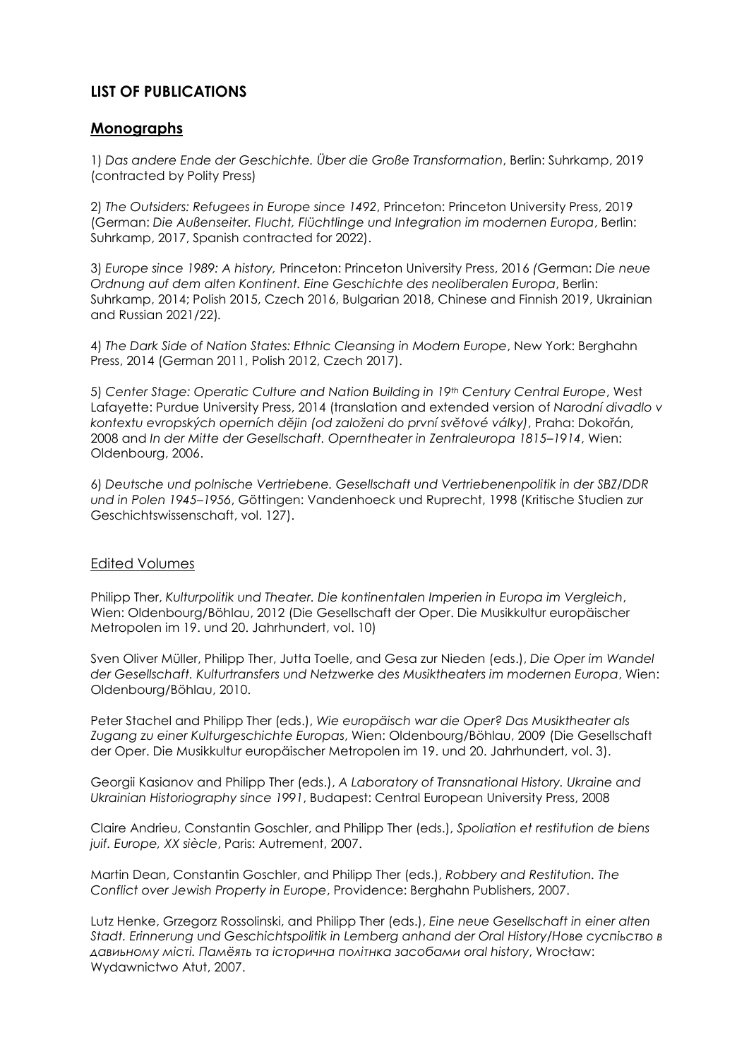## LIST OF PUBLICATIONS

## Monographs

1) *Das andere Ende der Geschichte. Über die Große Transformation*, Berlin: Suhrkamp, 2019 (contracted by Polity Press)

2) *The Outsiders: Refugees in Europe since 1492*, Princeton: Princeton University Press, 2019 (German: *Die Außenseiter. Flucht, Flüchtlinge und Integration im modernen Europa*, Berlin: Suhrkamp, 2017, Spanish contracted for 2022).

3) *Europe since 1989: A history,* Princeton: Princeton University Press, 2016 (German: *Die neue Ordnung auf dem alten Kontinent. Eine Geschichte des neoliberalen Europa*, Berlin: Suhrkamp, 2014; Polish 2015, Czech 2016, Bulgarian 2018, Chinese and Finnish 2019, Ukrainian and Russian 2021/22).

4) *The Dark Side of Nation States: Ethnic Cleansing in Modern Europe*, New York: Berghahn Press, 2014 (German 2011, Polish 2012, Czech 2017).

5) *Center Stage: Operatic Culture and Nation Building in 19th Century Central Europe*, West Lafayette: Purdue University Press, 2014 (translation and extended version of *Narodní divadlo v kontextu evropských operních dějin (od založeni do první světové války)*, Praha: Dokořán, 2008 and *In der Mitte der Gesellschaft. Operntheater in Zentraleuropa 1815–1914*, Wien: Oldenbourg, 2006.

6) *Deutsche und polnische Vertriebene. Gesellschaft und Vertriebenenpolitik in der SBZ/DDR und in Polen 1945–1956*, Göttingen: Vandenhoeck und Ruprecht, 1998 (Kritische Studien zur Geschichtswissenschaft, vol. 127).

### Edited Volumes

Philipp Ther, *Kulturpolitik und Theater. Die kontinentalen Imperien in Europa im Vergleich*, Wien: Oldenbourg/Böhlau, 2012 (Die Gesellschaft der Oper. Die Musikkultur europäischer Metropolen im 19. und 20. Jahrhundert, vol. 10)

Sven Oliver Müller, Philipp Ther, Jutta Toelle, and Gesa zur Nieden (eds.), *Die Oper im Wandel der Gesellschaft. Kulturtransfers und Netzwerke des Musiktheaters im modernen Europa*, Wien: Oldenbourg/Böhlau, 2010.

Peter Stachel and Philipp Ther (eds.), *Wie europäisch war die Oper? Das Musiktheater als Zugang zu einer Kulturgeschichte Europas*, Wien: Oldenbourg/Böhlau, 2009 (Die Gesellschaft der Oper. Die Musikkultur europäischer Metropolen im 19. und 20. Jahrhundert, vol. 3).

Georgii Kasianov and Philipp Ther (eds.), *A Laboratory of Transnational History. Ukraine and Ukrainian Historiography since 1991*, Budapest: Central European University Press, 2008

Claire Andrieu, Constantin Goschler, and Philipp Ther (eds.), *Spoliation et restitution de biens juif. Europe, XX siècle*, Paris: Autrement, 2007.

Martin Dean, Constantin Goschler, and Philipp Ther (eds.), *Robbery and Restitution. The Conflict over Jewish Property in Europe*, Providence: Berghahn Publishers, 2007.

Lutz Henke, Grzegorz Rossolinski, and Philipp Ther (eds.), *Eine neue Gesellschaft in einer alten Stadt. Erinnerung und Geschichtspolitik in Lemberg anhand der Oral History/Нове суспільство в давиьному місті. Памёять та історична політнка засобами oral history*, Wrocław: Wydawnictwo Atut, 2007.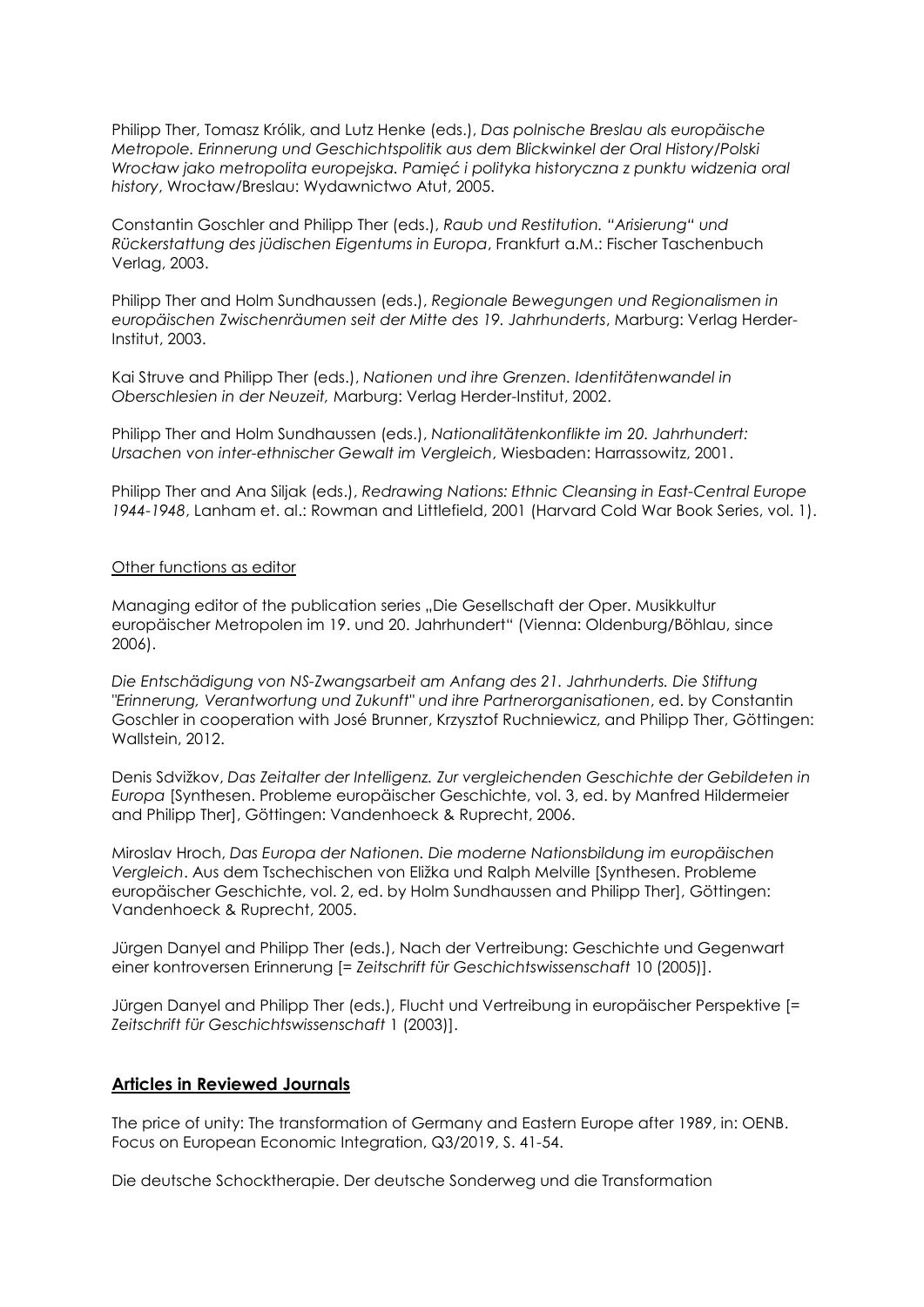Philipp Ther, Tomasz Królik, and Lutz Henke (eds.), *Das polnische Breslau als europäische Metropole. Erinnerung und Geschichtspolitik aus dem Blickwinkel der Oral History/Polski Wrocław jako metropolita europejska. Pamięć i polityka historyczna z punktu widzenia oral history*, Wrocław/Breslau: Wydawnictwo Atut, 2005.

Constantin Goschler and Philipp Ther (eds.), *Raub und Restitution. "Arisierung" und Rückerstattung des jüdischen Eigentums in Europa*, Frankfurt a.M.: Fischer Taschenbuch Verlag, 2003.

Philipp Ther and Holm Sundhaussen (eds.), *Regionale Bewegungen und Regionalismen in europäischen Zwischenräumen seit der Mitte des 19. Jahrhunderts*, Marburg: Verlag Herder-Institut, 2003.

Kai Struve and Philipp Ther (eds.), *Nationen und ihre Grenzen. Identitätenwandel in Oberschlesien in der Neuzeit,* Marburg: Verlag Herder-Institut, 2002.

Philipp Ther and Holm Sundhaussen (eds.), *Nationalitätenkonflikte im 20. Jahrhundert: Ursachen von inter-ethnischer Gewalt im Vergleich*, Wiesbaden: Harrassowitz, 2001.

Philipp Ther and Ana Siljak (eds.), *Redrawing Nations: Ethnic Cleansing in East-Central Europe 1944-1948*, Lanham et. al.: Rowman and Littlefield, 2001 (Harvard Cold War Book Series, vol. 1).

<u>Other functions as editor</u>

Managing editor of the publication series „Die Gesellschaft der Oper. Musikkultur europäischer Metropolen im 19. und 20. Jahrhundert" (Vienna: Oldenburg/Böhlau, since 2006).

*Die Entschädigung von NS-Zwangsarbeit am Anfang des 21. Jahrhunderts. Die Stiftung "Erinnerung, Verantwortung und Zukunft" und ihre Partnerorganisationen*, ed. by Constantin Goschler in cooperation with José Brunner, Krzysztof Ruchniewicz, and Philipp Ther, Göttingen: Wallstein, 2012.

Denis Sdvižkov, *Das Zeitalter der Intelligenz. Zur vergleichenden Geschichte der Gebildeten in Europa* [Synthesen. Probleme europäischer Geschichte, vol. 3, ed. by Manfred Hildermeier and Philipp Ther], Göttingen: Vandenhoeck & Ruprecht, 2006.

Miroslav Hroch, *Das Europa der Nationen. Die moderne Nationsbildung im europäischen Vergleich*. Aus dem Tschechischen von Eližka und Ralph Melville [Synthesen. Probleme europäischer Geschichte, vol. 2, ed. by Holm Sundhaussen and Philipp Ther], Göttingen: Vandenhoeck & Ruprecht, 2005.

Jürgen Danyel and Philipp Ther (eds.), Nach der Vertreibung: Geschichte und Gegenwart einer kontroversen Erinnerung [= *Zeitschrift für Geschichtswissenschaft* 10 (2005)].

Jürgen Danyel and Philipp Ther (eds.), Flucht und Vertreibung in europäischer Perspektive [= *Zeitschrift für Geschichtswissenschaft* 1 (2003)].

## **<u>Articles in Reviewed Journals</u>**

The price of unity: The transformation of Germany and Eastern Europe after 1989, in: OENB. Focus on European Economic Integration, Q3/2019, S. 41-54.

Die deutsche Schocktherapie. Der deutsche Sonderweg und die Transformation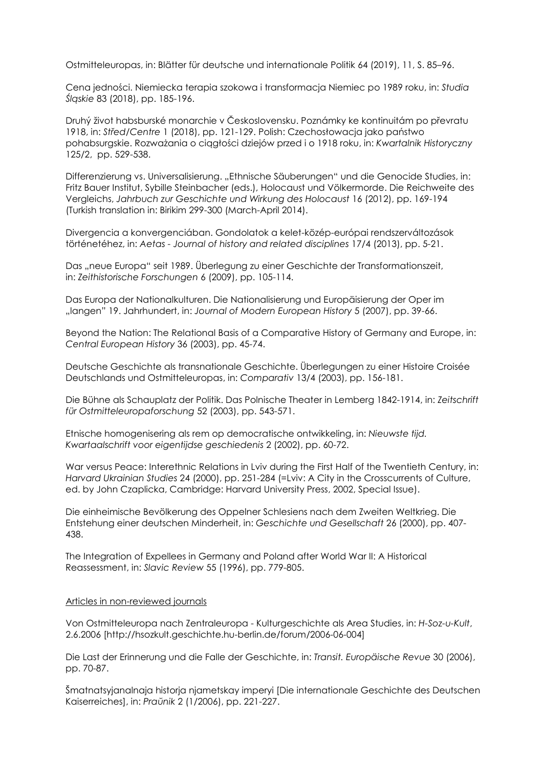Ostmitteleuropas, in: Blätter für deutsche und internationale Politik 64 (2019), 11, S. 85–96.

Cena jedności. Niemiecka terapia szokowa i transformacja Niemiec po 1989 roku, in: *Studia Śląskie* 83 (2018), pp. 185-196.

Druhý život habsburské monarchie v Československu. Poznámky ke kontinuitám po převratu 1918, in: *Střed/Centre* 1 (2018), pp. 121-129. Polish: Czechosłowacja jako państwo pohabsurgskie. Rozważania o ciągłości dziejów przed i o 1918 roku, in: *Kwartalnik Historyczny* 125/2, pp. 529-538.

Differenzierung vs. Universalisierung. „Ethnische Säuberungen" und die Genocide Studies, in: Fritz Bauer Institut, Sybille Steinbacher (eds.), Holocaust und Völkermorde. Die Reichweite des Vergleichs, *Jahrbuch zur Geschichte und Wirkung des Holocaust* 16 (2012), pp. 169-194 (Turkish translation in: Birikim 299-300 (March-April 2014).

Divergencia a konvergenciában. Gondolatok a kelet-közép-európai rendszerváltozások történetéhez, in: *Aetas - Journal of history and related disciplines* 17/4 (2013), pp. 5-21.

Das „neue Europa" seit 1989. Überlegung zu einer Geschichte der Transformationszeit, in: *Zeithistorische Forschungen* 6 (2009), pp. 105-114.

Das Europa der Nationalkulturen. Die Nationalisierung und Europäisierung der Oper im „langen" 19. Jahrhundert, in: *Journal of Modern European History* 5 (2007), pp. 39-66.

Beyond the Nation: The Relational Basis of a Comparative History of Germany and Europe, in: *Central European History* 36 (2003), pp. 45-74.

Deutsche Geschichte als transnationale Geschichte. Überlegungen zu einer Histoire Croisée Deutschlands und Ostmitteleuropas, in: *Comparativ* 13/4 (2003), pp. 156-181.

Die Bühne als Schauplatz der Politik. Das Polnische Theater in Lemberg 1842-1914, in: *Zeitschrift für Ostmitteleuropaforschung* 52 (2003), pp. 543-571.

Etnische homogenisering als rem op democratische ontwikkeling, in: *Nieuwste tijd. Kwartaalschrift voor eigentijdse geschiedenis* 2 (2002), pp. 60-72.

War versus Peace: Interethnic Relations in Lviv during the First Half of the Twentieth Century, in: *Harvard Ukrainian Studies* 24 (2000), pp. 251-284 (=Lviv: A City in the Crosscurrents of Culture, ed. by John Czaplicka, Cambridge: Harvard University Press, 2002, Special Issue).

Die einheimische Bevölkerung des Oppelner Schlesiens nach dem Zweiten Weltkrieg. Die Entstehung einer deutschen Minderheit, in: *Geschichte und Gesellschaft* 26 (2000), pp. 407-438.

The Integration of Expellees in Germany and Poland after World War II: A Historical Reassessment, in: *Slavic Review* 55 (1996), pp. 779-805.

Articles in non-reviewed journals

Von Ostmitteleuropa nach Zentraleuropa - Kulturgeschichte als Area Studies, in: *H-Soz-u-Kult*, 2.6.2006 [http://hsozkult.geschichte.hu-berlin.de/forum/2006-06-004]

Die Last der Erinnerung und die Falle der Geschichte, in: *Transit. Europäische Revue* 30 (2006), pp. 70-87.

Šmatnatsyjanalnaja historja njametskay imperyi [Die internationale Geschichte des Deutschen Kaiserreiches], in: *Praŭnik* 2 (1/2006), pp. 221-227.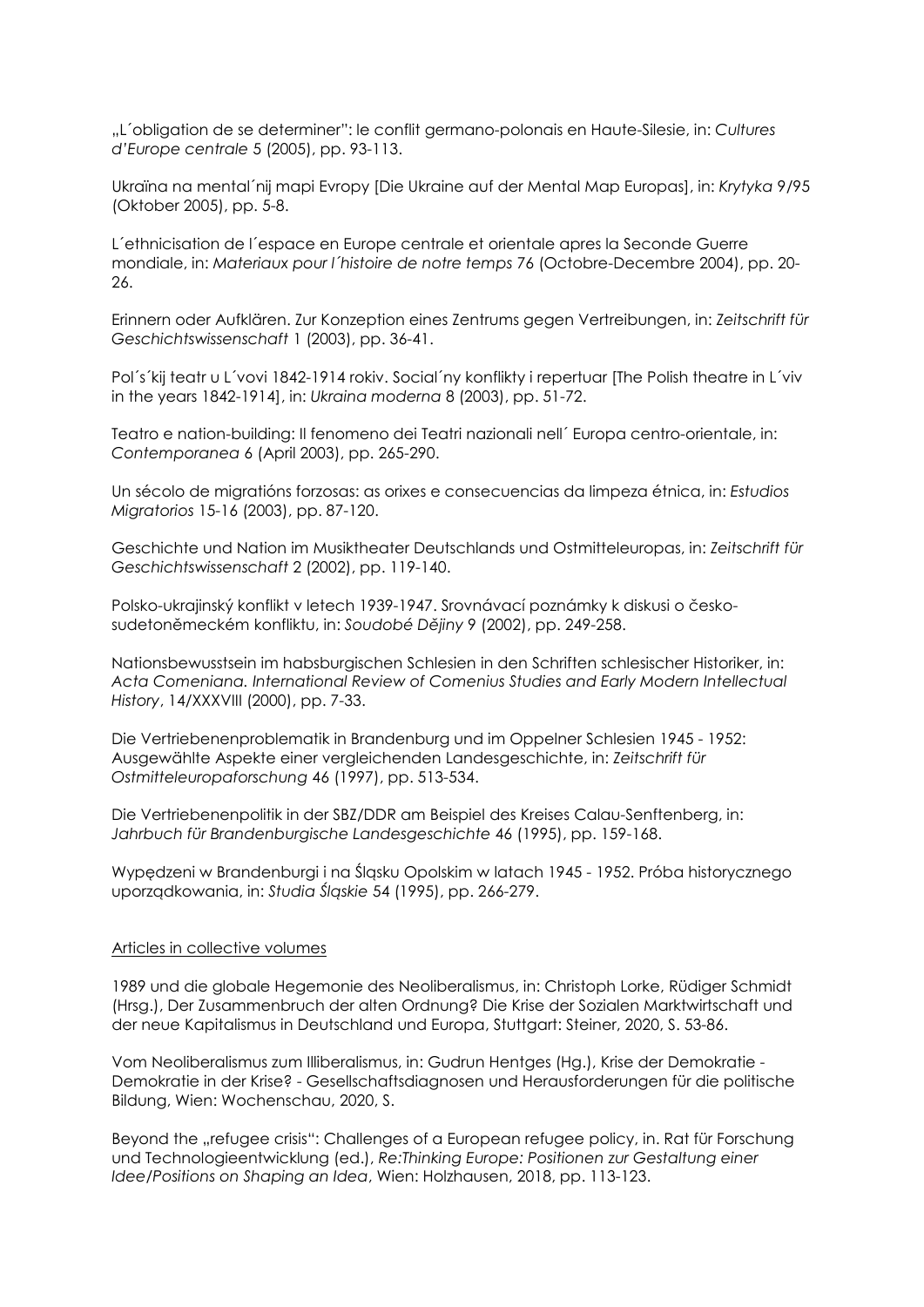„L´obligation de se determiner": le conflit germano-polonais en Haute-Silesie, in: *Cultures d'Europe centrale* 5 (2005), pp. 93-113.

Ukraïna na mental´nij mapi Evropy [Die Ukraine auf der Mental Map Europas], in: *Krytyka* 9/95 (Oktober 2005), pp. 5-8.

L´ethnicisation de l´espace en Europe centrale et orientale apres la Seconde Guerre mondiale, in: *Materiaux pour l´histoire de notre temps* 76 (Octobre-Decembre 2004), pp. 20-26.

Erinnern oder Aufklären. Zur Konzeption eines Zentrums gegen Vertreibungen, in: *Zeitschrift für Geschichtswissenschaft* 1 (2003), pp. 36-41.

Pol´s´kij teatr u L´vovi 1842-1914 rokiv. Social´ny konflikty i repertuar [The Polish theatre in L´viv in the years 1842-1914], in: *Ukraina moderna* 8 (2003), pp. 51-72.

Teatro e nation-building: Il fenomeno dei Teatri nazionali nell´ Europa centro-orientale, in: *Contemporanea* 6 (April 2003), pp. 265-290.

Un sécolo de migratións forzosas: as orixes e consecuencias da limpeza étnica, in: *Estudios Migratorios* 15-16 (2003), pp. 87-120.

Geschichte und Nation im Musiktheater Deutschlands und Ostmitteleuropas, in: *Zeitschrift für Geschichtswissenschaft* 2 (2002), pp. 119-140.

Polsko-ukrajinský konflikt v letech 1939-1947. Srovnávací poznámky k diskusi o česko-sudetoněmeckém konfliktu, in: *Soudobé Dějiny* 9 (2002), pp. 249-258.

Nationsbewusstsein im habsburgischen Schlesien in den Schriften schlesischer Historiker, in: *Acta Comeniana. International Review of Comenius Studies and Early Modern Intellectual History*, 14/XXXVIII (2000), pp. 7-33.

Die Vertriebenenproblematik in Brandenburg und im Oppelner Schlesien 1945 - 1952: Ausgewählte Aspekte einer vergleichenden Landesgeschichte, in: *Zeitschrift für Ostmitteleuropaforschung* 46 (1997), pp. 513-534.

Die Vertriebenenpolitik in der SBZ/DDR am Beispiel des Kreises Calau-Senftenberg, in: *Jahrbuch für Brandenburgische Landesgeschichte* 46 (1995), pp. 159-168.

Wypędzeni w Brandenburgi i na Śląsku Opolskim w latach 1945 - 1952. Próba historycznego uporządkowania, in: *Studia Śląskie* 54 (1995), pp. 266-279.

## Articles in collective volumes

1989 und die globale Hegemonie des Neoliberalismus, in: Christoph Lorke, Rüdiger Schmidt (Hrsg.), Der Zusammenbruch der alten Ordnung? Die Krise der Sozialen Marktwirtschaft und der neue Kapitalismus in Deutschland und Europa, Stuttgart: Steiner, 2020, S. 53-86.

Vom Neoliberalismus zum Illiberalismus, in: Gudrun Hentges (Hg.), Krise der Demokratie - Demokratie in der Krise? - Gesellschaftsdiagnosen und Herausforderungen für die politische Bildung, Wien: Wochenschau, 2020, S.

Beyond the „refugee crisis": Challenges of a European refugee policy, in. Rat für Forschung und Technologieentwicklung (ed.), *Re:Thinking Europe: Positionen zur Gestaltung einer Idee/Positions on Shaping an Idea*, Wien: Holzhausen, 2018, pp. 113-123.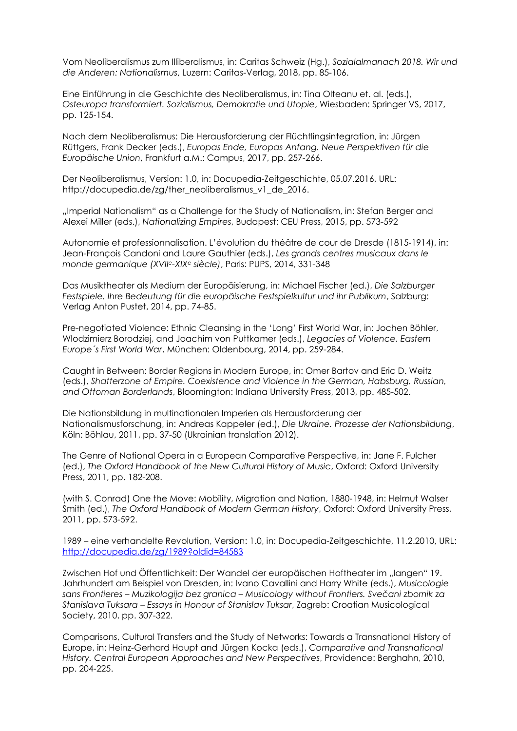Vom Neoliberalismus zum Illiberalismus, in: Caritas Schweiz (Hg.), *Sozialalmanach 2018. Wir und die Anderen: Nationalismus*, Luzern: Caritas-Verlag, 2018, pp. 85-106.

Eine Einführung in die Geschichte des Neoliberalismus, in: Tina Olteanu et. al. (eds.), *Osteuropa transformiert. Sozialismus, Demokratie und Utopie*, Wiesbaden: Springer VS, 2017, pp. 125-154.

Nach dem Neoliberalismus: Die Herausforderung der Flüchtlingsintegration, in: Jürgen Rüttgers, Frank Decker (eds.), *Europas Ende, Europas Anfang. Neue Perspektiven für die Europäische Union*, Frankfurt a.M.: Campus, 2017, pp. 257-266.

Der Neoliberalismus, Version: 1.0, in: Docupedia-Zeitgeschichte, 05.07.2016, URL: http://docupedia.de/zg/ther_neoliberalismus_v1_de_2016.

„Imperial Nationalism" as a Challenge for the Study of Nationalism, in: Stefan Berger and Alexei Miller (eds.), *Nationalizing Empires*, Budapest: CEU Press, 2015, pp. 573-592

Autonomie et professionnalisation. L'évolution du théâtre de cour de Dresde (1815-1914), in: Jean-François Candoni and Laure Gauthier (eds.), *Les grands centres musicaux dans le monde germanique (XVII<sup>e</sup>-XIX<sup>e</sup> siècle)*, Paris: PUPS, 2014, 331-348

Das Musiktheater als Medium der Europäisierung, in: Michael Fischer (ed.), *Die Salzburger Festspiele. Ihre Bedeutung für die europäische Festspielkultur und ihr Publikum*, Salzburg: Verlag Anton Pustet, 2014, pp. 74-85.

Pre-negotiated Violence: Ethnic Cleansing in the 'Long' First World War, in: Jochen Böhler, Wlodzimierz Borodziej, and Joachim von Puttkamer (eds.), *Legacies of Violence. Eastern Europe´s First World War*, München: Oldenbourg, 2014, pp. 259-284.

Caught in Between: Border Regions in Modern Europe, in: Omer Bartov and Eric D. Weitz (eds.), *Shatterzone of Empire. Coexistence and Violence in the German, Habsburg, Russian, and Ottoman Borderlands*, Bloomington: Indiana University Press, 2013, pp. 485-502.

Die Nationsbildung in multinationalen Imperien als Herausforderung der Nationalismusforschung, in: Andreas Kappeler (ed.), *Die Ukraine. Prozesse der Nationsbildung*, Köln: Böhlau, 2011, pp. 37-50 (Ukrainian translation 2012).

The Genre of National Opera in a European Comparative Perspective, in: Jane F. Fulcher (ed.), *The Oxford Handbook of the New Cultural History of Music*, Oxford: Oxford University Press, 2011, pp. 182-208.

(with S. Conrad) One the Move: Mobility, Migration and Nation, 1880-1948, in: Helmut Walser Smith (ed.), *The Oxford Handbook of Modern German History*, Oxford: Oxford University Press, 2011, pp. 573-592.

1989 – eine verhandelte Revolution, Version: 1.0, in: Docupedia-Zeitgeschichte, 11.2.2010, URL: http://docupedia.de/zg/1989?oldid=84583

Zwischen Hof und Öffentlichkeit: Der Wandel der europäischen Hoftheater im „langen" 19. Jahrhundert am Beispiel von Dresden, in: Ivano Cavallini and Harry White (eds.), *Musicologie sans Frontieres – Muzikologija bez granica – Musicology without Frontiers. Svečani zbornik za Stanislava Tuksara – Essays in Honour of Stanislav Tuksar*, Zagreb: Croatian Musicological Society, 2010, pp. 307-322.

Comparisons, Cultural Transfers and the Study of Networks: Towards a Transnational History of Europe, in: Heinz-Gerhard Haupt and Jürgen Kocka (eds.), *Comparative and Transnational History. Central European Approaches and New Perspectives*, Providence: Berghahn, 2010, pp. 204-225.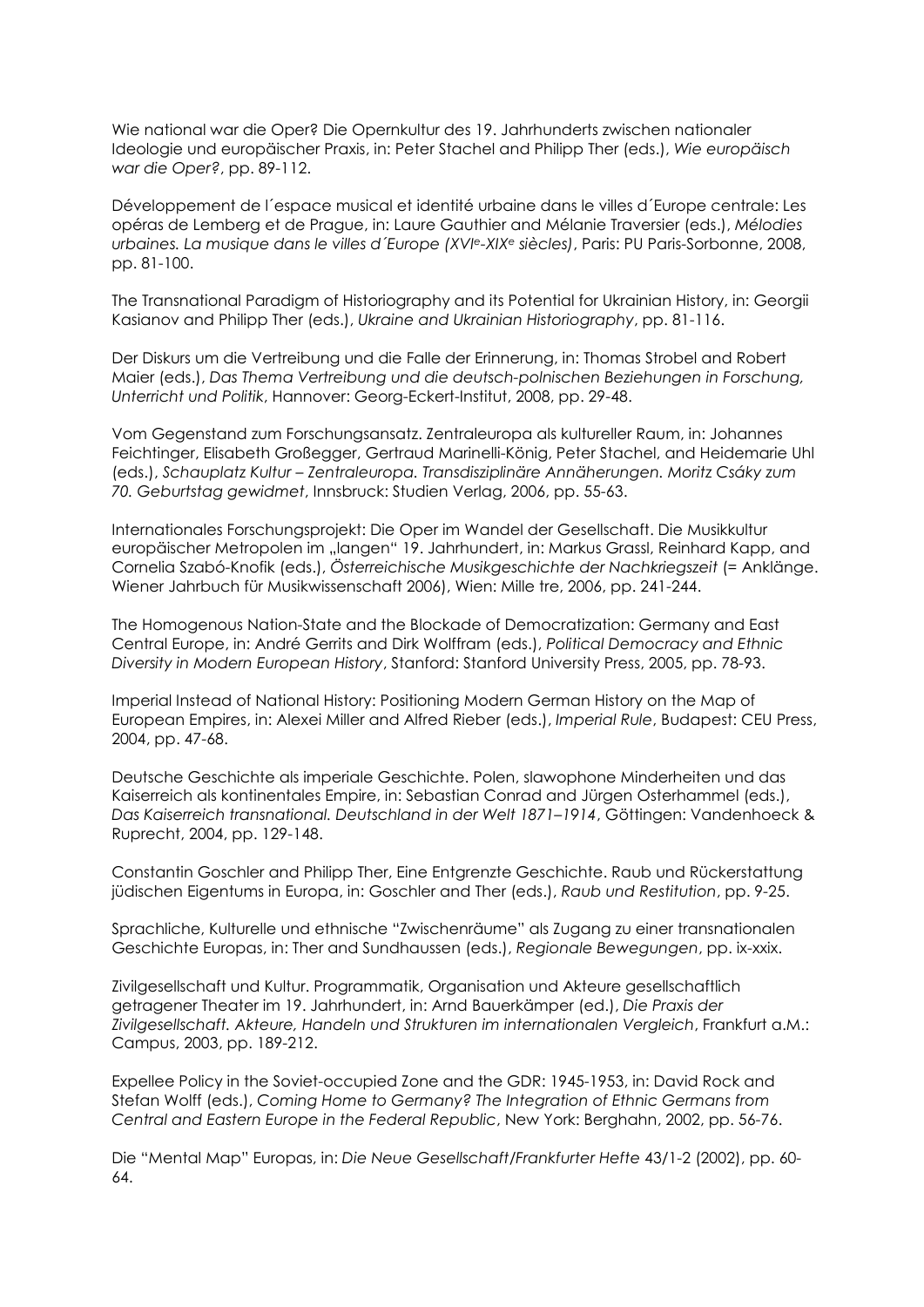Wie national war die Oper? Die Opernkultur des 19. Jahrhunderts zwischen nationaler Ideologie und europäischer Praxis, in: Peter Stachel and Philipp Ther (eds.), *Wie europäisch war die Oper?*, pp. 89-112.

Développement de l´espace musical et identité urbaine dans le villes d´Europe centrale: Les opéras de Lemberg et de Prague, in: Laure Gauthier and Mélanie Traversier (eds.), *Mélodies urbaines. La musique dans le villes d´Europe (XVI$^{e}$-XIX$^{e}$ siècles)*, Paris: PU Paris-Sorbonne, 2008, pp. 81-100.

The Transnational Paradigm of Historiography and its Potential for Ukrainian History, in: Georgii Kasianov and Philipp Ther (eds.), *Ukraine and Ukrainian Historiography*, pp. 81-116.

Der Diskurs um die Vertreibung und die Falle der Erinnerung, in: Thomas Strobel and Robert Maier (eds.), *Das Thema Vertreibung und die deutsch-polnischen Beziehungen in Forschung, Unterricht und Politik*, Hannover: Georg-Eckert-Institut, 2008, pp. 29-48.

Vom Gegenstand zum Forschungsansatz. Zentraleuropa als kultureller Raum, in: Johannes Feichtinger, Elisabeth Großegger, Gertraud Marinelli-König, Peter Stachel, and Heidemarie Uhl (eds.), *Schauplatz Kultur – Zentraleuropa. Transdisziplinäre Annäherungen. Moritz Csáky zum 70. Geburtstag gewidmet*, Innsbruck: Studien Verlag, 2006, pp. 55-63.

Internationales Forschungsprojekt: Die Oper im Wandel der Gesellschaft. Die Musikkultur europäischer Metropolen im „langen" 19. Jahrhundert, in: Markus Grassl, Reinhard Kapp, and Cornelia Szabó-Knofik (eds.), *Österreichische Musikgeschichte der Nachkriegszeit* (= Anklänge. Wiener Jahrbuch für Musikwissenschaft 2006), Wien: Mille tre, 2006, pp. 241-244.

The Homogenous Nation-State and the Blockade of Democratization: Germany and East Central Europe, in: André Gerrits and Dirk Wolffram (eds.), *Political Democracy and Ethnic Diversity in Modern European History*, Stanford: Stanford University Press, 2005, pp. 78-93.

Imperial Instead of National History: Positioning Modern German History on the Map of European Empires, in: Alexei Miller and Alfred Rieber (eds.), *Imperial Rule*, Budapest: CEU Press, 2004, pp. 47-68.

Deutsche Geschichte als imperiale Geschichte. Polen, slawophone Minderheiten und das Kaiserreich als kontinentales Empire, in: Sebastian Conrad and Jürgen Osterhammel (eds.), *Das Kaiserreich transnational. Deutschland in der Welt 1871–1914*, Göttingen: Vandenhoeck & Ruprecht, 2004, pp. 129-148.

Constantin Goschler and Philipp Ther, Eine Entgrenzte Geschichte. Raub und Rückerstattung jüdischen Eigentums in Europa, in: Goschler and Ther (eds.), *Raub und Restitution*, pp. 9-25.

Sprachliche, Kulturelle und ethnische "Zwischenräume" als Zugang zu einer transnationalen Geschichte Europas, in: Ther and Sundhaussen (eds.), *Regionale Bewegungen*, pp. ix-xxix.

Zivilgesellschaft und Kultur. Programmatik, Organisation und Akteure gesellschaftlich getragener Theater im 19. Jahrhundert, in: Arnd Bauerkämper (ed.), *Die Praxis der Zivilgesellschaft. Akteure, Handeln und Strukturen im internationalen Vergleich*, Frankfurt a.M.: Campus, 2003, pp. 189-212.

Expellee Policy in the Soviet-occupied Zone and the GDR: 1945-1953, in: David Rock and Stefan Wolff (eds.), *Coming Home to Germany? The Integration of Ethnic Germans from Central and Eastern Europe in the Federal Republic*, New York: Berghahn, 2002, pp. 56-76.

Die "Mental Map" Europas, in: *Die Neue Gesellschaft/Frankfurter Hefte* 43/1-2 (2002), pp. 60-64.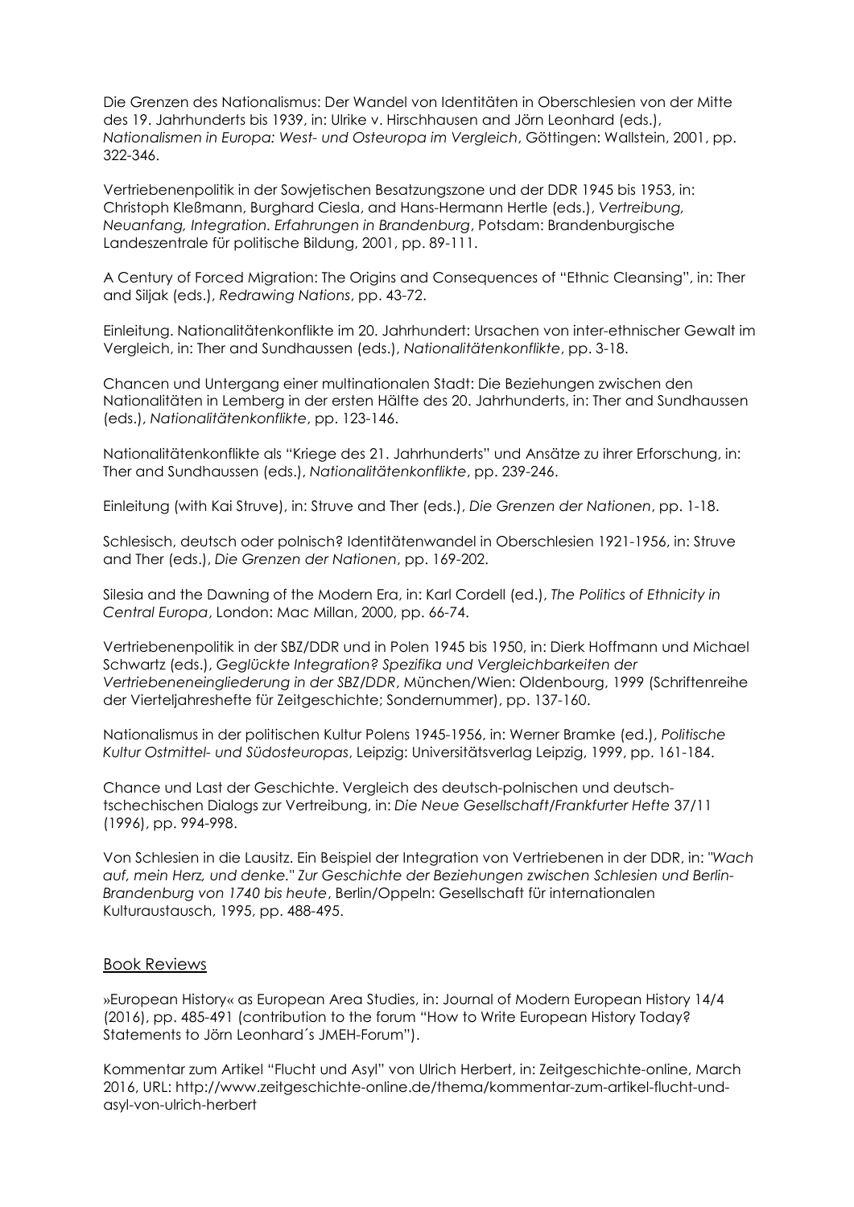Die Grenzen des Nationalismus: Der Wandel von Identitäten in Oberschlesien von der Mitte des 19. Jahrhunderts bis 1939, in: Ulrike v. Hirschhausen and Jörn Leonhard (eds.), *Nationalismen in Europa: West- und Osteuropa im Vergleich*, Göttingen: Wallstein, 2001, pp. 322-346.

Vertriebenenpolitik in der Sowjetischen Besatzungszone und der DDR 1945 bis 1953, in: Christoph Kleßmann, Burghard Ciesla, and Hans-Hermann Hertle (eds.), *Vertreibung, Neuanfang, Integration. Erfahrungen in Brandenburg*, Potsdam: Brandenburgische Landeszentrale für politische Bildung, 2001, pp. 89-111.

A Century of Forced Migration: The Origins and Consequences of "Ethnic Cleansing", in: Ther and Siljak (eds.), *Redrawing Nations*, pp. 43-72.

Einleitung. Nationalitätenkonflikte im 20. Jahrhundert: Ursachen von inter-ethnischer Gewalt im Vergleich, in: Ther and Sundhaussen (eds.), *Nationalitätenkonflikte*, pp. 3-18.

Chancen und Untergang einer multinationalen Stadt: Die Beziehungen zwischen den Nationalitäten in Lemberg in der ersten Hälfte des 20. Jahrhunderts, in: Ther and Sundhaussen (eds.), *Nationalitätenkonflikte*, pp. 123-146.

Nationalitätenkonflikte als "Kriege des 21. Jahrhunderts" und Ansätze zu ihrer Erforschung, in: Ther and Sundhaussen (eds.), *Nationalitätenkonflikte*, pp. 239-246.

Einleitung (with Kai Struve), in: Struve and Ther (eds.), *Die Grenzen der Nationen*, pp. 1-18.

Schlesisch, deutsch oder polnisch? Identitätenwandel in Oberschlesien 1921-1956, in: Struve and Ther (eds.), *Die Grenzen der Nationen*, pp. 169-202.

Silesia and the Dawning of the Modern Era, in: Karl Cordell (ed.), *The Politics of Ethnicity in Central Europa*, London: Mac Millan, 2000, pp. 66-74.

Vertriebenenpolitik in der SBZ/DDR und in Polen 1945 bis 1950, in: Dierk Hoffmann und Michael Schwartz (eds.), *Geglückte Integration? Spezifika und Vergleichbarkeiten der Vertriebeneneingliederung in der SBZ/DDR*, München/Wien: Oldenbourg, 1999 (Schriftenreihe der Vierteljahreshefte für Zeitgeschichte; Sondernummer), pp. 137-160.

Nationalismus in der politischen Kultur Polens 1945-1956, in: Werner Bramke (ed.), *Politische Kultur Ostmittel- und Südosteuropas*, Leipzig: Universitätsverlag Leipzig, 1999, pp. 161-184.

Chance und Last der Geschichte. Vergleich des deutsch-polnischen und deutsch-tschechischen Dialogs zur Vertreibung, in: *Die Neue Gesellschaft/Frankfurter Hefte* 37/11 (1996), pp. 994-998.

Von Schlesien in die Lausitz. Ein Beispiel der Integration von Vertriebenen in der DDR, in: *"Wach auf, mein Herz, und denke." Zur Geschichte der Beziehungen zwischen Schlesien und Berlin-Brandenburg von 1740 bis heute*, Berlin/Oppeln: Gesellschaft für internationalen Kulturaustausch, 1995, pp. 488-495.

## Book Reviews

»European History« as European Area Studies, in: Journal of Modern European History 14/4 (2016), pp. 485-491 (contribution to the forum "How to Write European History Today? Statements to Jörn Leonhard´s JMEH-Forum").

Kommentar zum Artikel "Flucht und Asyl" von Ulrich Herbert, in: Zeitgeschichte-online, March 2016, URL: http://www.zeitgeschichte-online.de/thema/kommentar-zum-artikel-flucht-und-asyl-von-ulrich-herbert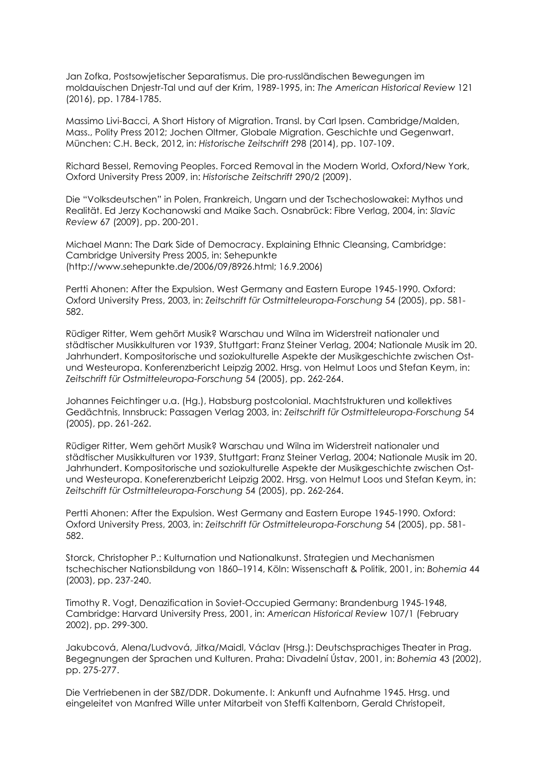Jan Zofka, Postsowjetischer Separatismus. Die pro-russländischen Bewegungen im moldauischen Dnjestr-Tal und auf der Krim, 1989-1995, in: *The American Historical Review* 121 (2016), pp. 1784-1785.

Massimo Livi-Bacci, A Short History of Migration. Transl. by Carl Ipsen. Cambridge/Malden, Mass., Polity Press 2012; Jochen Oltmer, Globale Migration. Geschichte und Gegenwart. München: C.H. Beck, 2012, in: *Historische Zeitschrift* 298 (2014), pp. 107-109.

Richard Bessel, Removing Peoples. Forced Removal in the Modern World, Oxford/New York, Oxford University Press 2009, in: *Historische Zeitschrift* 290/2 (2009).

Die "Volksdeutschen" in Polen, Frankreich, Ungarn und der Tschechoslowakei: Mythos und Realität. Ed Jerzy Kochanowski and Maike Sach. Osnabrück: Fibre Verlag, 2004, in: *Slavic Review* 67 (2009), pp. 200-201.

Michael Mann: The Dark Side of Democracy. Explaining Ethnic Cleansing, Cambridge: Cambridge University Press 2005, in: Sehepunkte (http://www.sehepunkte.de/2006/09/8926.html; 16.9.2006)

Pertti Ahonen: After the Expulsion. West Germany and Eastern Europe 1945-1990. Oxford: Oxford University Press, 2003, in: *Zeitschrift für Ostmitteleuropa-Forschung* 54 (2005), pp. 581-582.

Rüdiger Ritter, Wem gehört Musik? Warschau und Wilna im Widerstreit nationaler und städtischer Musikkulturen vor 1939, Stuttgart: Franz Steiner Verlag, 2004; Nationale Musik im 20. Jahrhundert. Kompositorische und soziokulturelle Aspekte der Musikgeschichte zwischen Ost- und Westeuropa. Konferenzbericht Leipzig 2002. Hrsg. von Helmut Loos und Stefan Keym, in: *Zeitschrift für Ostmitteleuropa-Forschung* 54 (2005), pp. 262-264.

Johannes Feichtinger u.a. (Hg.), Habsburg postcolonial. Machtstrukturen und kollektives Gedächtnis, Innsbruck: Passagen Verlag 2003, in: *Zeitschrift für Ostmitteleuropa-Forschung* 54 (2005), pp. 261-262.

Rüdiger Ritter, Wem gehört Musik? Warschau und Wilna im Widerstreit nationaler und städtischer Musikkulturen vor 1939, Stuttgart: Franz Steiner Verlag, 2004; Nationale Musik im 20. Jahrhundert. Kompositorische und soziokulturelle Aspekte der Musikgeschichte zwischen Ost- und Westeuropa. Koneferenzbericht Leipzig 2002. Hrsg. von Helmut Loos und Stefan Keym, in: *Zeitschrift für Ostmitteleuropa-Forschung* 54 (2005), pp. 262-264.

Pertti Ahonen: After the Expulsion. West Germany and Eastern Europe 1945-1990. Oxford: Oxford University Press, 2003, in: *Zeitschrift für Ostmitteleuropa-Forschung* 54 (2005), pp. 581-582.

Storck, Christopher P.: Kulturnation und Nationalkunst. Strategien und Mechanismen tschechischer Nationsbildung von 1860–1914, Köln: Wissenschaft & Politik, 2001, in: *Bohemia* 44 (2003), pp. 237-240.

Timothy R. Vogt, Denazification in Soviet-Occupied Germany: Brandenburg 1945-1948, Cambridge: Harvard University Press, 2001, in: *American Historical Review* 107/1 (February 2002), pp. 299-300.

Jakubcová, Alena/Ludvová, Jitka/Maidl, Václav (Hrsg.): Deutschsprachiges Theater in Prag. Begegnungen der Sprachen und Kulturen. Praha: Divadelní Ústav, 2001, in: *Bohemia* 43 (2002), pp. 275-277.

Die Vertriebenen in der SBZ/DDR. Dokumente. I: Ankunft und Aufnahme 1945. Hrsg. und eingeleitet von Manfred Wille unter Mitarbeit von Steffi Kaltenborn, Gerald Christopeit,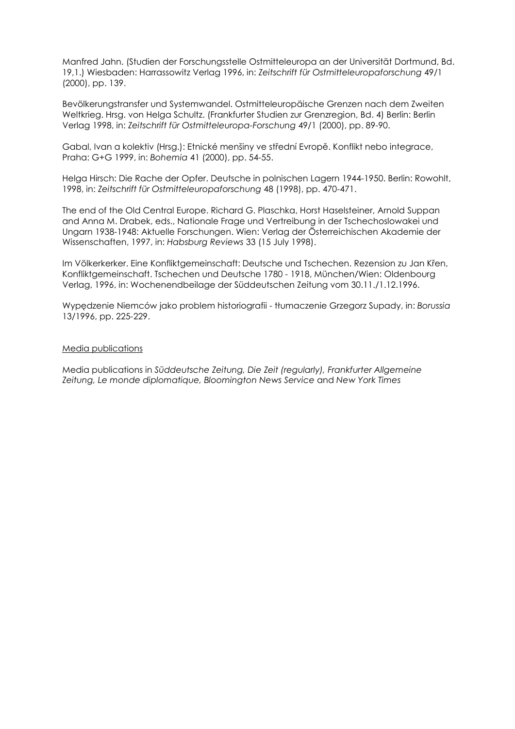Manfred Jahn. (Studien der Forschungsstelle Ostmitteleuropa an der Universität Dortmund, Bd. 19,1.) Wiesbaden: Harrassowitz Verlag 1996, in: *Zeitschrift für Ostmitteleuropaforschung* 49/1 (2000), pp. 139.

Bevölkerungstransfer und Systemwandel. Ostmitteleuropäische Grenzen nach dem Zweiten Weltkrieg. Hrsg. von Helga Schultz. (Frankfurter Studien zur Grenzregion, Bd. 4) Berlin: Berlin Verlag 1998, in: *Zeitschrift für Ostmitteleuropa-Forschung* 49/1 (2000), pp. 89-90.

Gabal, Ivan a kolektiv (Hrsg.): Etnické menšiny ve střední Evropě. Konflikt nebo integrace, Praha: G+G 1999, in: *Bohemia* 41 (2000), pp. 54-55.

Helga Hirsch: Die Rache der Opfer. Deutsche in polnischen Lagern 1944-1950. Berlin: Rowohlt, 1998, in: *Zeitschrift für Ostmitteleuropaforschung* 48 (1998), pp. 470-471.

The end of the Old Central Europe. Richard G. Plaschka, Horst Haselsteiner, Arnold Suppan and Anna M. Drabek, eds., Nationale Frage und Vertreibung in der Tschechoslowakei und Ungarn 1938-1948: Aktuelle Forschungen. Wien: Verlag der Österreichischen Akademie der Wissenschaften, 1997, in: *Habsburg Reviews* 33 (15 July 1998).

Im Völkerkerker. Eine Konfliktgemeinschaft: Deutsche und Tschechen. Rezension zu Jan Křen, Konfliktgemeinschaft. Tschechen und Deutsche 1780 - 1918, München/Wien: Oldenbourg Verlag, 1996, in: Wochenendbeilage der Süddeutschen Zeitung vom 30.11./1.12.1996.

Wypędzenie Niemców jako problem historiografii - tłumaczenie Grzegorz Supady, in: *Borussia* 13/1996, pp. 225-229.

<u>Media publications</u>

Media publications in *Süddeutsche Zeitung, Die Zeit (regularly), Frankfurter Allgemeine Zeitung, Le monde diplomatique, Bloomington News Service* and *New York Times*